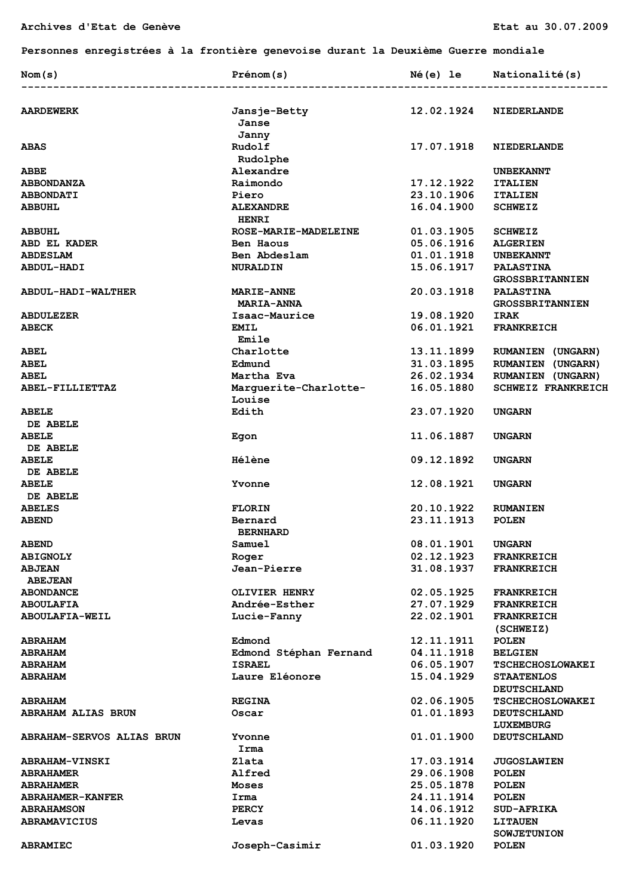Archives d'Etat de Genève

Etat au 30.07.2009

**Personnes enregistrées à la frontière genevoise durant la Deuxième Guerre mondiale**

| Nom(s) | Prénom(s) | Né(e) le | Nationalité(s) |
|---|---|---|---|
| **AARDEWERK** | Jansje-Betty<br>Janse<br>Janny | 12.02.1924 | NIEDERLANDE |
| **ABAS** | Rudolf<br>Rudolphe | 17.07.1918 | NIEDERLANDE |
| **ABBE** | Alexandre | | UNBEKANNT |
| **ABBONDANZA** | Raimondo | 17.12.1922 | ITALIEN |
| **ABBONDATI** | Piero | 23.10.1906 | ITALIEN |
| **ABBUHL** | ALEXANDRE<br>HENRI | 16.04.1900 | SCHWEIZ |
| **ABBUHL** | ROSE-MARIE-MADELEINE | 01.03.1905 | SCHWEIZ |
| **ABD EL KADER** | Ben Haous | 05.06.1916 | ALGERIEN |
| **ABDESLAM** | Ben Abdeslam | 01.01.1918 | UNBEKANNT |
| **ABDUL-HADI** | NURALDIN | 15.06.1917 | PALASTINA<br>GROSSBRITANNIEN |
| **ABDUL-HADI-WALTHER** | MARIE-ANNE<br>MARIA-ANNA | 20.03.1918 | PALASTINA<br>GROSSBRITANNIEN |
| **ABDULEZER** | Isaac-Maurice | 19.08.1920 | IRAK |
| **ABECK** | EMIL<br>Emile | 06.01.1921 | FRANKREICH |
| **ABEL** | Charlotte | 13.11.1899 | RUMANIEN (UNGARN) |
| **ABEL** | Edmund | 31.03.1895 | RUMANIEN (UNGARN) |
| **ABEL** | Martha Eva | 26.02.1934 | RUMANIEN (UNGARN) |
| **ABEL-FILLIETTAZ** | Marguerite-Charlotte-Louise | 16.05.1880 | SCHWEIZ FRANKREICH |
| **ABELE**<br>DE ABELE | Edith | 23.07.1920 | UNGARN |
| **ABELE**<br>DE ABELE | Egon | 11.06.1887 | UNGARN |
| **ABELE**<br>DE ABELE | Hélène | 09.12.1892 | UNGARN |
| **ABELE**<br>DE ABELE | Yvonne | 12.08.1921 | UNGARN |
| **ABELES** | FLORIN | 20.10.1922 | RUMANIEN |
| **ABEND** | Bernard<br>BERNHARD | 23.11.1913 | POLEN |
| **ABEND** | Samuel | 08.01.1901 | UNGARN |
| **ABIGNOLY** | Roger | 02.12.1923 | FRANKREICH |
| **ABJEAN**<br>ABEJEAN | Jean-Pierre | 31.08.1937 | FRANKREICH |
| **ABONDANCE** | OLIVIER HENRY | 02.05.1925 | FRANKREICH |
| **ABOULAFIA** | Andrée-Esther | 27.07.1929 | FRANKREICH |
| **ABOULAFIA-WEIL** | Lucie-Fanny | 22.02.1901 | FRANKREICH<br>(SCHWEIZ) |
| **ABRAHAM** | Edmond | 12.11.1911 | POLEN |
| **ABRAHAM** | Edmond Stéphan Fernand | 04.11.1918 | BELGIEN |
| **ABRAHAM** | ISRAEL | 06.05.1907 | TSCHECHOSLOWAKEI |
| **ABRAHAM** | Laure Eléonore | 15.04.1929 | STAATENLOS<br>DEUTSCHLAND |
| **ABRAHAM** | REGINA | 02.06.1905 | TSCHECHOSLOWAKEI |
| **ABRAHAM ALIAS BRUN** | Oscar | 01.01.1893 | DEUTSCHLAND<br>LUXEMBURG |
| **ABRAHAM-SERVOS ALIAS BRUN** | Yvonne<br>Irma | 01.01.1900 | DEUTSCHLAND |
| **ABRAHAM-VINSKI** | Zlata | 17.03.1914 | JUGOSLAWIEN |
| **ABRAHAMER** | Alfred | 29.06.1908 | POLEN |
| **ABRAHAMER** | Moses | 25.05.1878 | POLEN |
| **ABRAHAMER-KANFER** | Irma | 24.11.1914 | POLEN |
| **ABRAHAMSON** | PERCY | 14.06.1912 | SUD-AFRIKA |
| **ABRAMAVICIUS** | Levas | 06.11.1920 | LITAUEN<br>SOWJETUNION |
| **ABRAMIEC** | Joseph-Casimir | 01.03.1920 | POLEN |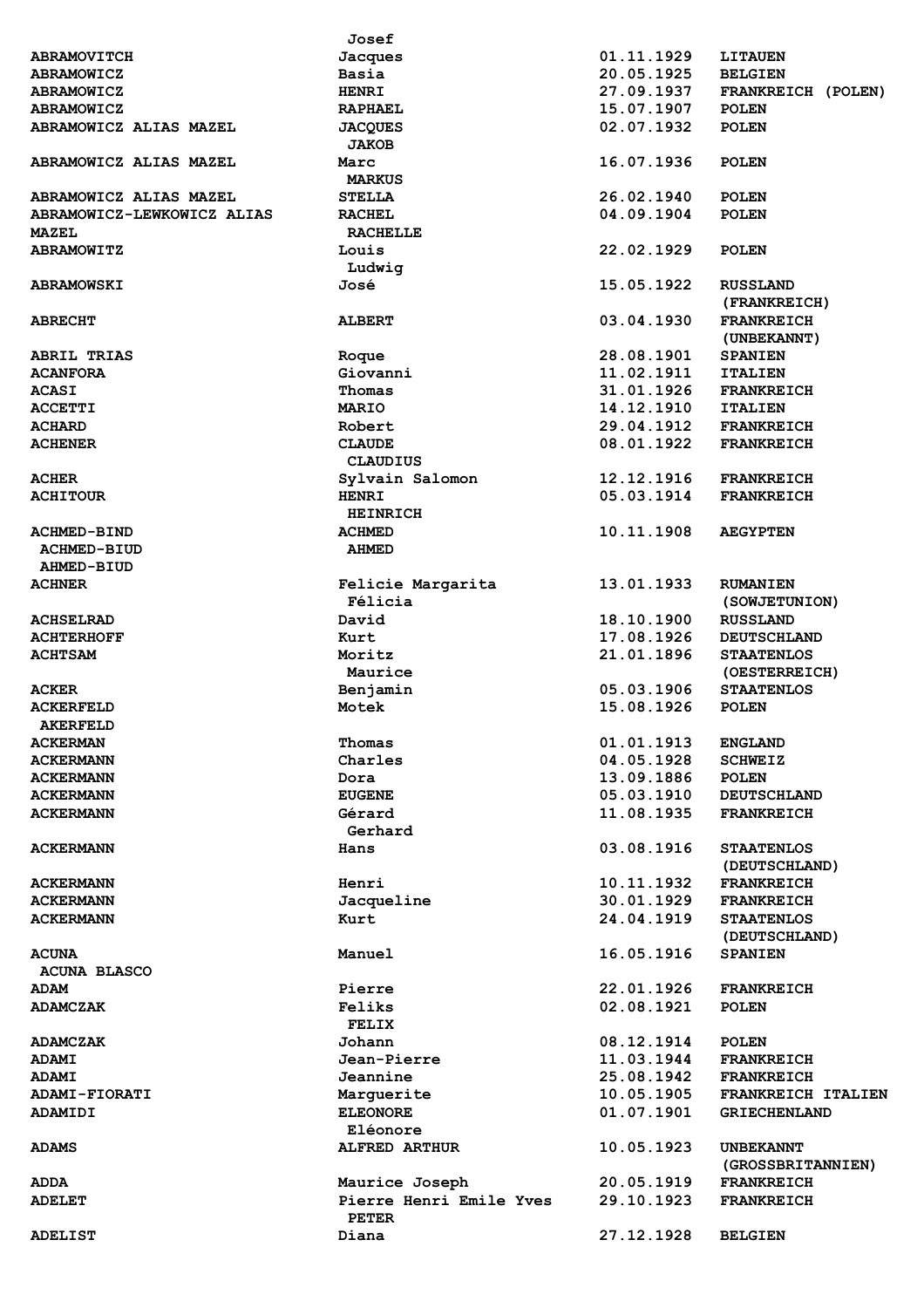| | | | |
|---|---|---|---|
| | Josef | | |
| ABRAMOVITCH | Jacques | 01.11.1929 | LITAUEN |
| ABRAMOWICZ | Basia | 20.05.1925 | BELGIEN |
| ABRAMOWICZ | HENRI | 27.09.1937 | FRANKREICH (POLEN) |
| ABRAMOWICZ | RAPHAEL | 15.07.1907 | POLEN |
| ABRAMOWICZ ALIAS MAZEL | JACQUES<br>JAKOB | 02.07.1932 | POLEN |
| ABRAMOWICZ ALIAS MAZEL | Marc<br>MARKUS | 16.07.1936 | POLEN |
| ABRAMOWICZ ALIAS MAZEL | STELLA | 26.02.1940 | POLEN |
| ABRAMOWICZ-LEWKOWICZ ALIAS MAZEL | RACHEL<br>RACHELLE | 04.09.1904 | POLEN |
| ABRAMOWITZ | Louis<br>Ludwig | 22.02.1929 | POLEN |
| ABRAMOWSKI | José | 15.05.1922 | RUSSLAND (FRANKREICH) |
| ABRECHT | ALBERT | 03.04.1930 | FRANKREICH (UNBEKANNT) |
| ABRIL TRIAS | Roque | 28.08.1901 | SPANIEN |
| ACANFORA | Giovanni | 11.02.1911 | ITALIEN |
| ACASI | Thomas | 31.01.1926 | FRANKREICH |
| ACCETTI | MARIO | 14.12.1910 | ITALIEN |
| ACHARD | Robert | 29.04.1912 | FRANKREICH |
| ACHENER | CLAUDE<br>CLAUDIUS | 08.01.1922 | FRANKREICH |
| ACHER | Sylvain Salomon | 12.12.1916 | FRANKREICH |
| ACHITOUR | HENRI<br>HEINRICH | 05.03.1914 | FRANKREICH |
| ACHMED-BIND<br>ACHMED-BIUD<br>AHMED-BIUD | ACHMED<br>AHMED | 10.11.1908 | AEGYPTEN |
| ACHNER | Felicie Margarita<br>Félicia | 13.01.1933 | RUMANIEN (SOWJETUNION) |
| ACHSELRAD | David | 18.10.1900 | RUSSLAND |
| ACHTERHOFF | Kurt | 17.08.1926 | DEUTSCHLAND |
| ACHTSAM | Moritz<br>Maurice | 21.01.1896 | STAATENLOS (OESTERREICH) |
| ACKER | Benjamin | 05.03.1906 | STAATENLOS |
| ACKERFELD<br>AKERFELD | Motek | 15.08.1926 | POLEN |
| ACKERMAN | Thomas | 01.01.1913 | ENGLAND |
| ACKERMANN | Charles | 04.05.1928 | SCHWEIZ |
| ACKERMANN | Dora | 13.09.1886 | POLEN |
| ACKERMANN | EUGENE | 05.03.1910 | DEUTSCHLAND |
| ACKERMANN | Gérard<br>Gerhard | 11.08.1935 | FRANKREICH |
| ACKERMANN | Hans | 03.08.1916 | STAATENLOS (DEUTSCHLAND) |
| ACKERMANN | Henri | 10.11.1932 | FRANKREICH |
| ACKERMANN | Jacqueline | 30.01.1929 | FRANKREICH |
| ACKERMANN | Kurt | 24.04.1919 | STAATENLOS (DEUTSCHLAND) |
| ACUNA<br>ACUNA BLASCO | Manuel | 16.05.1916 | SPANIEN |
| ADAM | Pierre | 22.01.1926 | FRANKREICH |
| ADAMCZAK | Feliks<br>FELIX | 02.08.1921 | POLEN |
| ADAMCZAK | Johann | 08.12.1914 | POLEN |
| ADAMI | Jean-Pierre | 11.03.1944 | FRANKREICH |
| ADAMI | Jeannine | 25.08.1942 | FRANKREICH |
| ADAMI-FIORATI | Marguerite | 10.05.1905 | FRANKREICH ITALIEN |
| ADAMIDI | ELEONORE<br>Eléonore | 01.07.1901 | GRIECHENLAND |
| ADAMS | ALFRED ARTHUR | 10.05.1923 | UNBEKANNT (GROSSBRITANNIEN) |
| ADDA | Maurice Joseph | 20.05.1919 | FRANKREICH |
| ADELET | Pierre Henri Emile Yves<br>PETER | 29.10.1923 | FRANKREICH |
| ADELIST | Diana | 27.12.1928 | BELGIEN |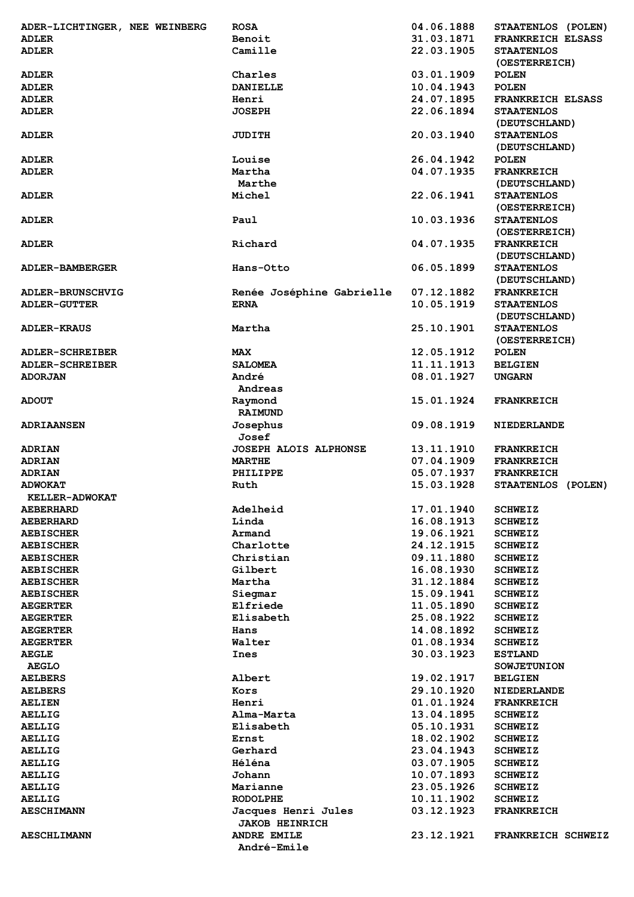| | | | |
|---|---|---|---|
| ADER-LICHTINGER, NEE WEINBERG | ROSA | 04.06.1888 | STAATENLOS (POLEN) |
| ADLER | Benoit | 31.03.1871 | FRANKREICH ELSASS |
| ADLER | Camille | 22.03.1905 | STAATENLOS (OESTERREICH) |
| ADLER | Charles | 03.01.1909 | POLEN |
| ADLER | DANIELLE | 10.04.1943 | POLEN |
| ADLER | Henri | 24.07.1895 | FRANKREICH ELSASS |
| ADLER | JOSEPH | 22.06.1894 | STAATENLOS (DEUTSCHLAND) |
| ADLER | JUDITH | 20.03.1940 | STAATENLOS (DEUTSCHLAND) |
| ADLER | Louise | 26.04.1942 | POLEN |
| ADLER | Martha Marthe | 04.07.1935 | FRANKREICH (DEUTSCHLAND) |
| ADLER | Michel | 22.06.1941 | STAATENLOS (OESTERREICH) |
| ADLER | Paul | 10.03.1936 | STAATENLOS (OESTERREICH) |
| ADLER | Richard | 04.07.1935 | FRANKREICH (DEUTSCHLAND) |
| ADLER-BAMBERGER | Hans-Otto | 06.05.1899 | STAATENLOS (DEUTSCHLAND) |
| ADLER-BRUNSCHVIG | Renée Joséphine Gabrielle | 07.12.1882 | FRANKREICH |
| ADLER-GUTTER | ERNA | 10.05.1919 | STAATENLOS (DEUTSCHLAND) |
| ADLER-KRAUS | Martha | 25.10.1901 | STAATENLOS (OESTERREICH) |
| ADLER-SCHREIBER | MAX | 12.05.1912 | POLEN |
| ADLER-SCHREIBER | SALOMEA | 11.11.1913 | BELGIEN |
| ADORJAN | André Andreas | 08.01.1927 | UNGARN |
| ADOUT | Raymond RAIMUND | 15.01.1924 | FRANKREICH |
| ADRIAANSEN | Josephus Josef | 09.08.1919 | NIEDERLANDE |
| ADRIAN | JOSEPH ALOIS ALPHONSE | 13.11.1910 | FRANKREICH |
| ADRIAN | MARTHE | 07.04.1909 | FRANKREICH |
| ADRIAN | PHILIPPE | 05.07.1937 | FRANKREICH |
| ADWOKAT KELLER-ADWOKAT | Ruth | 15.03.1928 | STAATENLOS (POLEN) |
| AEBERHARD | Adelheid | 17.01.1940 | SCHWEIZ |
| AEBERHARD | Linda | 16.08.1913 | SCHWEIZ |
| AEBISCHER | Armand | 19.06.1921 | SCHWEIZ |
| AEBISCHER | Charlotte | 24.12.1915 | SCHWEIZ |
| AEBISCHER | Christian | 09.11.1880 | SCHWEIZ |
| AEBISCHER | Gilbert | 16.08.1930 | SCHWEIZ |
| AEBISCHER | Martha | 31.12.1884 | SCHWEIZ |
| AEBISCHER | Siegmar | 15.09.1941 | SCHWEIZ |
| AEGERTER | Elfriede | 11.05.1890 | SCHWEIZ |
| AEGERTER | Elisabeth | 25.08.1922 | SCHWEIZ |
| AEGERTER | Hans | 14.08.1892 | SCHWEIZ |
| AEGERTER | Walter | 01.08.1934 | SCHWEIZ |
| AEGLE AEGLO | Ines | 30.03.1923 | ESTLAND SOWJETUNION |
| AELBERS | Albert | 19.02.1917 | BELGIEN |
| AELBERS | Kors | 29.10.1920 | NIEDERLANDE |
| AELIEN | Henri | 01.01.1924 | FRANKREICH |
| AELLIG | Alma-Marta | 13.04.1895 | SCHWEIZ |
| AELLIG | Elisabeth | 05.10.1931 | SCHWEIZ |
| AELLIG | Ernst | 18.02.1902 | SCHWEIZ |
| AELLIG | Gerhard | 23.04.1943 | SCHWEIZ |
| AELLIG | Héléna | 03.07.1905 | SCHWEIZ |
| AELLIG | Johann | 10.07.1893 | SCHWEIZ |
| AELLIG | Marianne | 23.05.1926 | SCHWEIZ |
| AELLIG | RODOLPHE | 10.11.1902 | SCHWEIZ |
| AESCHIMANN | Jacques Henri Jules JAKOB HEINRICH | 03.12.1923 | FRANKREICH |
| AESCHLIMANN | ANDRE EMILE André-Emile | 23.12.1921 | FRANKREICH SCHWEIZ |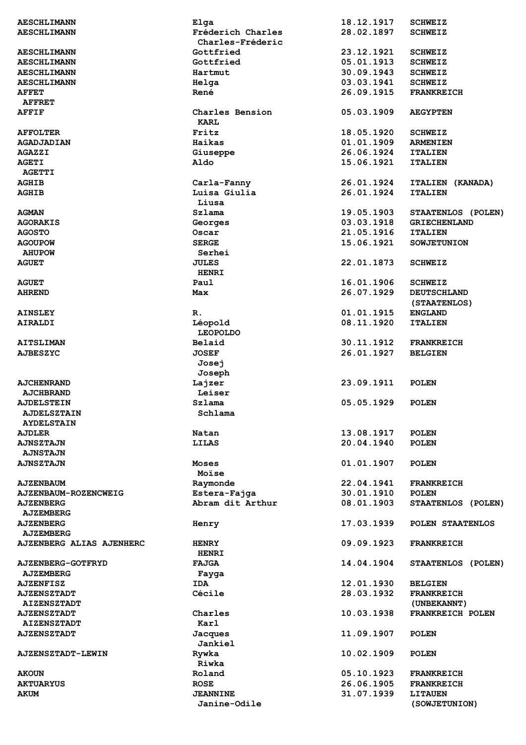| | | | |
|---|---|---|---|
| **AESCHLIMANN** | **Elga** | **18.12.1917** | **SCHWEIZ** |
| **AESCHLIMANN** | **Fréderich Charles**<br>**Charles-Fréderic** | **28.02.1897** | **SCHWEIZ** |
| **AESCHLIMANN** | **Gottfried** | **23.12.1921** | **SCHWEIZ** |
| **AESCHLIMANN** | **Gottfried** | **05.01.1913** | **SCHWEIZ** |
| **AESCHLIMANN** | **Hartmut** | **30.09.1943** | **SCHWEIZ** |
| **AESCHLIMANN** | **Helga** | **03.03.1941** | **SCHWEIZ** |
| **AFFET**<br>**AFFRET** | **René** | **26.09.1915** | **FRANKREICH** |
| **AFFIF** | **Charles Bension**<br>**KARL** | **05.03.1909** | **AEGYPTEN** |
| **AFFOLTER** | **Fritz** | **18.05.1920** | **SCHWEIZ** |
| **AGADJADIAN** | **Haikas** | **01.01.1909** | **ARMENIEN** |
| **AGAZZI** | **Giuseppe** | **26.06.1924** | **ITALIEN** |
| **AGETI**<br>**AGETTI** | **Aldo** | **15.06.1921** | **ITALIEN** |
| **AGHIB** | **Carla-Fanny** | **26.01.1924** | **ITALIEN (KANADA)** |
| **AGHIB** | **Luisa Giulia**<br>**Liusa** | **26.01.1924** | **ITALIEN** |
| **AGMAN** | **Szlama** | **19.05.1903** | **STAATENLOS (POLEN)** |
| **AGORAKIS** | **Georges** | **03.03.1918** | **GRIECHENLAND** |
| **AGOSTO** | **Oscar** | **21.05.1916** | **ITALIEN** |
| **AGOUPOW**<br>**AHUPOW** | **SERGE**<br>**Serhei** | **15.06.1921** | **SOWJETUNION** |
| **AGUET** | **JULES**<br>**HENRI** | **22.01.1873** | **SCHWEIZ** |
| **AGUET** | **Paul** | **16.01.1906** | **SCHWEIZ** |
| **AHREND** | **Max** | **26.07.1929** | **DEUTSCHLAND**<br>**(STAATENLOS)** |
| **AINSLEY** | **R.** | **01.01.1915** | **ENGLAND** |
| **AIRALDI** | **Léopold**<br>**LEOPOLDO** | **08.11.1920** | **ITALIEN** |
| **AITSLIMAN** | **Belaid** | **30.11.1912** | **FRANKREICH** |
| **AJBESZYC** | **JOSEF**<br>**Josej**<br>**Joseph** | **26.01.1927** | **BELGIEN** |
| **AJCHENRAND**<br>**AJCHBRAND** | **Lajzer**<br>**Leiser** | **23.09.1911** | **POLEN** |
| **AJDELSTEIN**<br>**AJDELSZTAIN**<br>**AYDELSTAIN** | **Szlama**<br>**Schlama** | **05.05.1929** | **POLEN** |
| **AJDLER** | **Natan** | **13.08.1917** | **POLEN** |
| **AJNSZTAJN**<br>**AJNSTAJN** | **LILAS** | **20.04.1940** | **POLEN** |
| **AJNSZTAJN** | **Moses**<br>**Moïse** | **01.01.1907** | **POLEN** |
| **AJZENBAUM** | **Raymonde** | **22.04.1941** | **FRANKREICH** |
| **AJZENBAUM-ROZENCWEIG** | **Estera-Fajga** | **30.01.1910** | **POLEN** |
| **AJZENBERG**<br>**AJZEMBERG** | **Abram dit Arthur** | **08.01.1903** | **STAATENLOS (POLEN)** |
| **AJZENBERG**<br>**AJZEMBERG** | **Henry** | **17.03.1939** | **POLEN STAATENLOS** |
| **AJZENBERG ALIAS AJENHERC** | **HENRY**<br>**HENRI** | **09.09.1923** | **FRANKREICH** |
| **AJZENBERG-GOTFRYD**<br>**AJZEMBERG** | **FAJGA**<br>**Fayga** | **14.04.1904** | **STAATENLOS (POLEN)** |
| **AJZENFISZ** | **IDA** | **12.01.1930** | **BELGIEN** |
| **AJZENSZTADT**<br>**AIZENSZTADT** | **Cécile** | **28.03.1932** | **FRANKREICH**<br>**(UNBEKANNT)** |
| **AJZENSZTADT**<br>**AIZENSZTADT** | **Charles**<br>**Karl** | **10.03.1938** | **FRANKREICH POLEN** |
| **AJZENSZTADT** | **Jacques**<br>**Jankiel** | **11.09.1907** | **POLEN** |
| **AJZENSZTADT-LEWIN** | **Rywka**<br>**Riwka** | **10.02.1909** | **POLEN** |
| **AKOUN** | **Roland** | **05.10.1923** | **FRANKREICH** |
| **AKTUARYUS** | **ROSE** | **26.06.1905** | **FRANKREICH** |
| **AKUM** | **JEANNINE**<br>**Janine-Odile** | **31.07.1939** | **LITAUEN**<br>**(SOWJETUNION)** |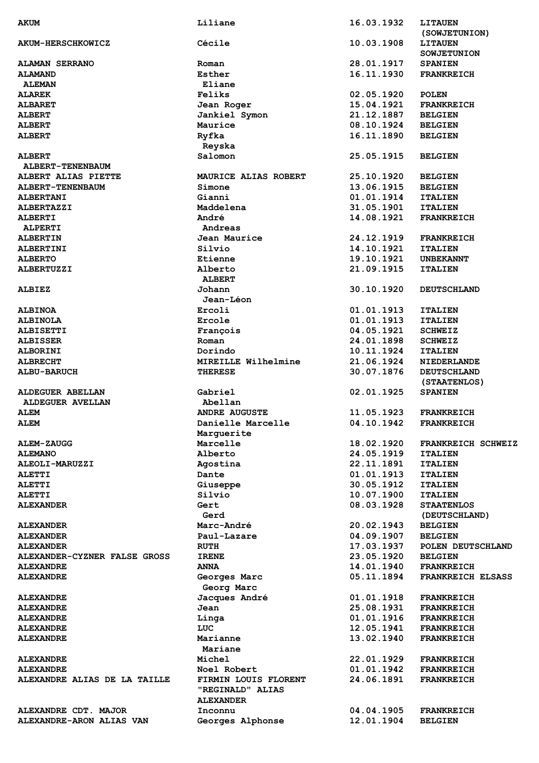| | | | |
|---|---|---|---|
| AKUM | Liliane | 16.03.1932 | LITAUEN (SOWJETUNION) |
| AKUM-HERSCHKOWICZ | Cécile | 10.03.1908 | LITAUEN SOWJETUNION |
| ALAMAN SERRANO | Roman | 28.01.1917 | SPANIEN |
| ALAMAND | Esther | 16.11.1930 | FRANKREICH |
| ALEMAN | Eliane | | |
| ALAREK | Feliks | 02.05.1920 | POLEN |
| ALBARET | Jean Roger | 15.04.1921 | FRANKREICH |
| ALBERT | Jankiel Symon | 21.12.1887 | BELGIEN |
| ALBERT | Maurice | 08.10.1924 | BELGIEN |
| ALBERT | Ryfka | 16.11.1890 | BELGIEN |
| | Reyska | | |
| ALBERT | Salomon | 25.05.1915 | BELGIEN |
| ALBERT-TENENBAUM | | | |
| ALBERT ALIAS PIETTE | MAURICE ALIAS ROBERT | 25.10.1920 | BELGIEN |
| ALBERT-TENENBAUM | Simone | 13.06.1915 | BELGIEN |
| ALBERTANI | Gianni | 01.01.1914 | ITALIEN |
| ALBERTAZZI | Maddelena | 31.05.1901 | ITALIEN |
| ALBERTI | André | 14.08.1921 | FRANKREICH |
| ALPERTI | Andreas | | |
| ALBERTIN | Jean Maurice | 24.12.1919 | FRANKREICH |
| ALBERTINI | Silvio | 14.10.1921 | ITALIEN |
| ALBERTO | Etienne | 19.10.1921 | UNBEKANNT |
| ALBERTUZZI | Alberto | 21.09.1915 | ITALIEN |
| | ALBERT | | |
| ALBIEZ | Johann | 30.10.1920 | DEUTSCHLAND |
| | Jean-Léon | | |
| ALBINOA | Ercoli | 01.01.1913 | ITALIEN |
| ALBINOLA | Ercole | 01.01.1913 | ITALIEN |
| ALBISETTI | François | 04.05.1921 | SCHWEIZ |
| ALBISSER | Roman | 24.01.1898 | SCHWEIZ |
| ALBORINI | Dorindo | 10.11.1924 | ITALIEN |
| ALBRECHT | MIREILLE Wilhelmine | 21.06.1924 | NIEDERLANDE |
| ALBU-BARUCH | THERESE | 30.07.1876 | DEUTSCHLAND (STAATENLOS) |
| ALDEGUER ABELLAN | Gabriel | 02.01.1925 | SPANIEN |
| ALDEGUER AVELLAN | Abellan | | |
| ALEM | ANDRE AUGUSTE | 11.05.1923 | FRANKREICH |
| ALEM | Danielle Marcelle Marguerite | 04.10.1942 | FRANKREICH |
| ALEM-ZAUGG | Marcelle | 18.02.1920 | FRANKREICH SCHWEIZ |
| ALEMANO | Alberto | 24.05.1919 | ITALIEN |
| ALEOLI-MARUZZI | Agostina | 22.11.1891 | ITALIEN |
| ALETTI | Dante | 01.01.1913 | ITALIEN |
| ALETTI | Giuseppe | 30.05.1912 | ITALIEN |
| ALETTI | Silvio | 10.07.1900 | ITALIEN |
| ALEXANDER | Gert | 08.03.1928 | STAATENLOS (DEUTSCHLAND) |
| | Gerd | | |
| ALEXANDER | Marc-André | 20.02.1943 | BELGIEN |
| ALEXANDER | Paul-Lazare | 04.09.1907 | BELGIEN |
| ALEXANDER | RUTH | 17.03.1937 | POLEN DEUTSCHLAND |
| ALEXANDER-CYZNER FALSE GROSS | IRENE | 23.05.1920 | BELGIEN |
| ALEXANDRE | ANNA | 14.01.1940 | FRANKREICH |
| ALEXANDRE | Georges Marc | 05.11.1894 | FRANKREICH ELSASS |
| | Georg Marc | | |
| ALEXANDRE | Jacques André | 01.01.1918 | FRANKREICH |
| ALEXANDRE | Jean | 25.08.1931 | FRANKREICH |
| ALEXANDRE | Linga | 01.01.1916 | FRANKREICH |
| ALEXANDRE | LUC | 12.05.1941 | FRANKREICH |
| ALEXANDRE | Marianne | 13.02.1940 | FRANKREICH |
| | Mariane | | |
| ALEXANDRE | Michel | 22.01.1929 | FRANKREICH |
| ALEXANDRE | Noel Robert | 01.01.1942 | FRANKREICH |
| ALEXANDRE ALIAS DE LA TAILLE | FIRMIN LOUIS FLORENT "REGINALD" ALIAS ALEXANDER | 24.06.1891 | FRANKREICH |
| ALEXANDRE CDT. MAJOR | Inconnu | 04.04.1905 | FRANKREICH |
| ALEXANDRE-ARON ALIAS VAN | Georges Alphonse | 12.01.1904 | BELGIEN |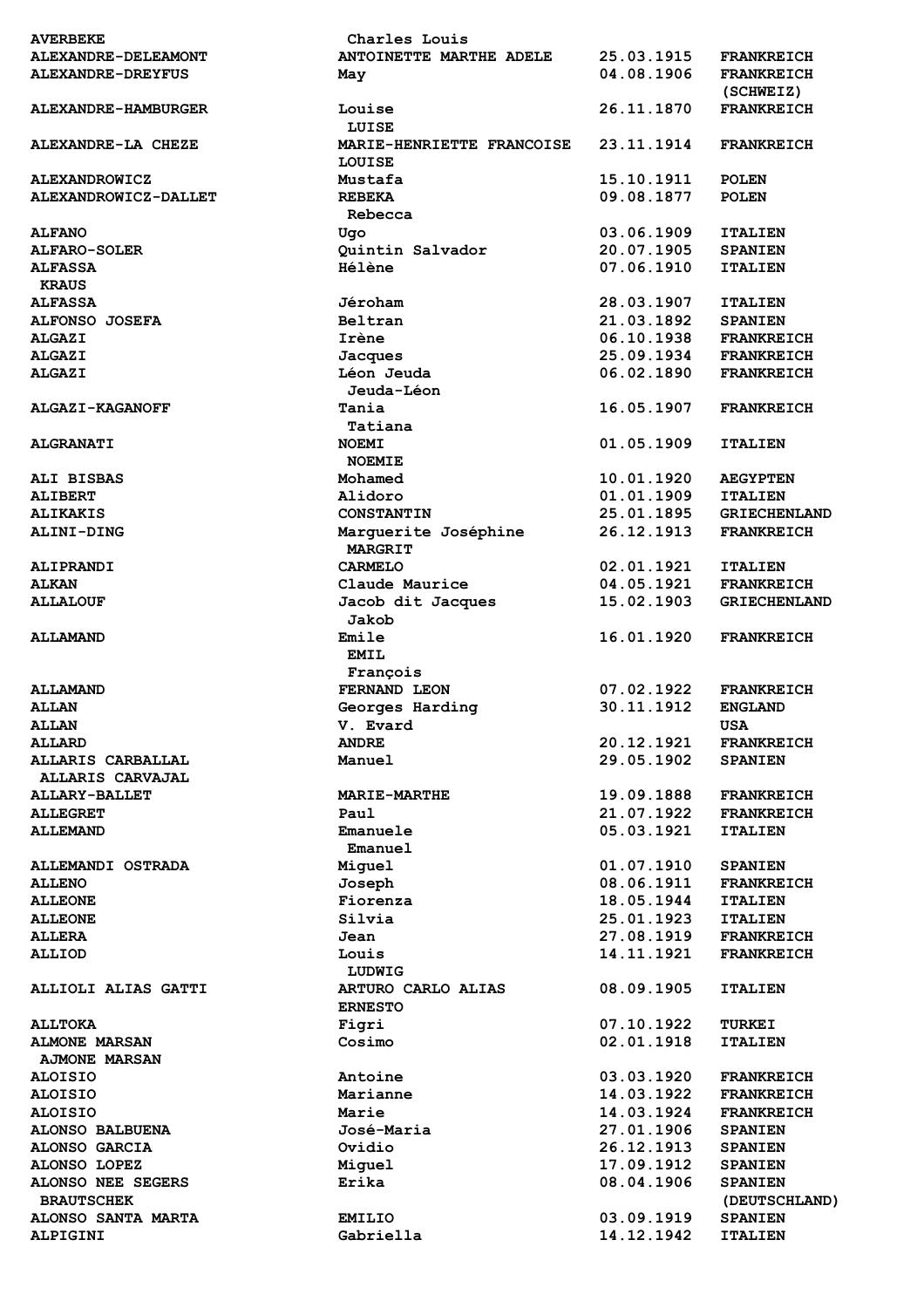| | | | |
|---|---|---|---|
| AVERBEKE | Charles Louis | | |
| ALEXANDRE-DELEAMONT | ANTOINETTE MARTHE ADELE | 25.03.1915 | FRANKREICH |
| ALEXANDRE-DREYFUS | May | 04.08.1906 | FRANKREICH (SCHWEIZ) |
| ALEXANDRE-HAMBURGER | Louise<br>LUISE | 26.11.1870 | FRANKREICH |
| ALEXANDRE-LA CHEZE | MARIE-HENRIETTE FRANCOISE LOUISE | 23.11.1914 | FRANKREICH |
| ALEXANDROWICZ | Mustafa | 15.10.1911 | POLEN |
| ALEXANDROWICZ-DALLET | REBEKA<br>Rebecca | 09.08.1877 | POLEN |
| ALFANO | Ugo | 03.06.1909 | ITALIEN |
| ALFARO-SOLER | Quintin Salvador | 20.07.1905 | SPANIEN |
| ALFASSA<br>KRAUS | Hélène | 07.06.1910 | ITALIEN |
| ALFASSA | Jéroham | 28.03.1907 | ITALIEN |
| ALFONSO JOSEFA | Beltran | 21.03.1892 | SPANIEN |
| ALGAZI | Irène | 06.10.1938 | FRANKREICH |
| ALGAZI | Jacques | 25.09.1934 | FRANKREICH |
| ALGAZI | Léon Jeuda<br>Jeuda-Léon | 06.02.1890 | FRANKREICH |
| ALGAZI-KAGANOFF | Tania<br>Tatiana | 16.05.1907 | FRANKREICH |
| ALGRANATI | NOEMI<br>NOEMIE | 01.05.1909 | ITALIEN |
| ALI BISBAS | Mohamed | 10.01.1920 | AEGYPTEN |
| ALIBERT | Alidoro | 01.01.1909 | ITALIEN |
| ALIKAKIS | CONSTANTIN | 25.01.1895 | GRIECHENLAND |
| ALINI-DING | Marguerite Joséphine<br>MARGRIT | 26.12.1913 | FRANKREICH |
| ALIPRANDI | CARMELO | 02.01.1921 | ITALIEN |
| ALKAN | Claude Maurice | 04.05.1921 | FRANKREICH |
| ALLALOUF | Jacob dit Jacques<br>Jakob | 15.02.1903 | GRIECHENLAND |
| ALLAMAND | Emile<br>EMIL<br>François | 16.01.1920 | FRANKREICH |
| ALLAMAND | FERNAND LEON | 07.02.1922 | FRANKREICH |
| ALLAN | Georges Harding | 30.11.1912 | ENGLAND |
| ALLAN | V. Evard | | USA |
| ALLARD | ANDRE | 20.12.1921 | FRANKREICH |
| ALLARIS CARBALLAL<br>ALLARIS CARVAJAL | Manuel | 29.05.1902 | SPANIEN |
| ALLARY-BALLET | MARIE-MARTHE | 19.09.1888 | FRANKREICH |
| ALLEGRET | Paul | 21.07.1922 | FRANKREICH |
| ALLEMAND | Emanuele<br>Emanuel | 05.03.1921 | ITALIEN |
| ALLEMANDI OSTRADA | Miguel | 01.07.1910 | SPANIEN |
| ALLENO | Joseph | 08.06.1911 | FRANKREICH |
| ALLEONE | Fiorenza | 18.05.1944 | ITALIEN |
| ALLEONE | Silvia | 25.01.1923 | ITALIEN |
| ALLERA | Jean | 27.08.1919 | FRANKREICH |
| ALLIOD | Louis<br>LUDWIG | 14.11.1921 | FRANKREICH |
| ALLIOLI ALIAS GATTI | ARTURO CARLO ALIAS ERNESTO | 08.09.1905 | ITALIEN |
| ALLTOKA | Figri | 07.10.1922 | TURKEI |
| ALMONE MARSAN<br>AJMONE MARSAN | Cosimo | 02.01.1918 | ITALIEN |
| ALOISIO | Antoine | 03.03.1920 | FRANKREICH |
| ALOISIO | Marianne | 14.03.1922 | FRANKREICH |
| ALOISIO | Marie | 14.03.1924 | FRANKREICH |
| ALONSO BALBUENA | José-Maria | 27.01.1906 | SPANIEN |
| ALONSO GARCIA | Ovidio | 26.12.1913 | SPANIEN |
| ALONSO LOPEZ | Miguel | 17.09.1912 | SPANIEN |
| ALONSO NEE SEGERS<br>BRAUTSCHEK | Erika | 08.04.1906 | SPANIEN (DEUTSCHLAND) |
| ALONSO SANTA MARTA | EMILIO | 03.09.1919 | SPANIEN |
| ALPIGINI | Gabriella | 14.12.1942 | ITALIEN |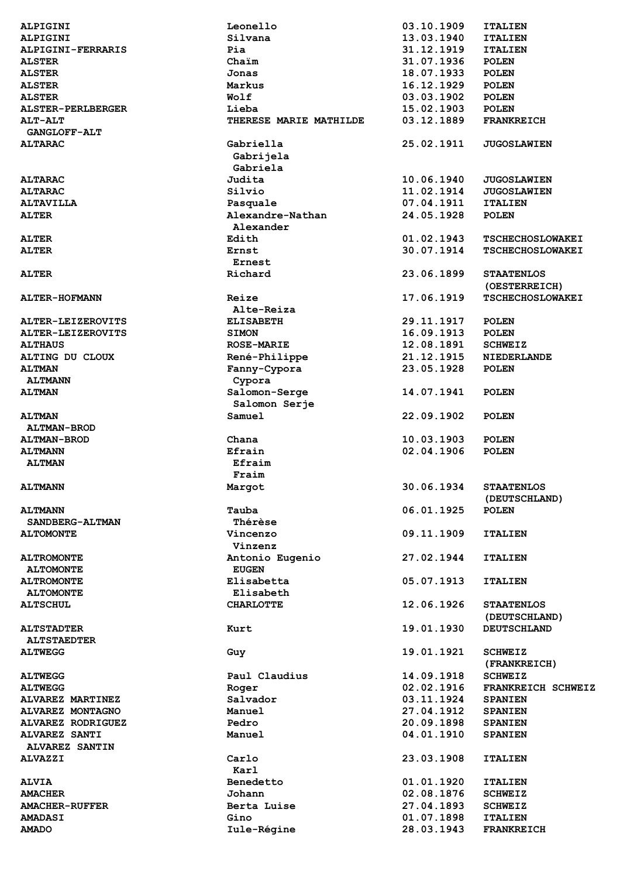| | | | |
|---|---|---|---|
| ALPIGINI | Leonello | 03.10.1909 | ITALIEN |
| ALPIGINI | Silvana | 13.03.1940 | ITALIEN |
| ALPIGINI-FERRARIS | Pia | 31.12.1919 | ITALIEN |
| ALSTER | Chaïm | 31.07.1936 | POLEN |
| ALSTER | Jonas | 18.07.1933 | POLEN |
| ALSTER | Markus | 16.12.1929 | POLEN |
| ALSTER | Wolf | 03.03.1902 | POLEN |
| ALSTER-PERLBERGER | Lieba | 15.02.1903 | POLEN |
| ALT-ALT<br>GANGLOFF-ALT | THERESE MARIE MATHILDE | 03.12.1889 | FRANKREICH |
| ALTARAC | Gabriella<br>Gabrijela<br>Gabriela | 25.02.1911 | JUGOSLAWIEN |
| ALTARAC | Judita | 10.06.1940 | JUGOSLAWIEN |
| ALTARAC | Silvio | 11.02.1914 | JUGOSLAWIEN |
| ALTAVILLA | Pasquale | 07.04.1911 | ITALIEN |
| ALTER | Alexandre-Nathan<br>Alexander | 24.05.1928 | POLEN |
| ALTER | Edith | 01.02.1943 | TSCHECHOSLOWAKEI |
| ALTER | Ernst<br>Ernest | 30.07.1914 | TSCHECHOSLOWAKEI |
| ALTER | Richard | 23.06.1899 | STAATENLOS (OESTERREICH) |
| ALTER-HOFMANN | Reize<br>Alte-Reiza | 17.06.1919 | TSCHECHOSLOWAKEI |
| ALTER-LEIZEROVITS | ELISABETH | 29.11.1917 | POLEN |
| ALTER-LEIZEROVITS | SIMON | 16.09.1913 | POLEN |
| ALTHAUS | ROSE-MARIE | 12.08.1891 | SCHWEIZ |
| ALTING DU CLOUX | René-Philippe | 21.12.1915 | NIEDERLANDE |
| ALTMAN<br>ALTMANN | Fanny-Cypora<br>Cypora | 23.05.1928 | POLEN |
| ALTMAN | Salomon-Serge<br>Salomon Serje | 14.07.1941 | POLEN |
| ALTMAN<br>ALTMAN-BROD | Samuel | 22.09.1902 | POLEN |
| ALTMAN-BROD | Chana | 10.03.1903 | POLEN |
| ALTMANN<br>ALTMAN | Efrain<br>Efraim<br>Fraim | 02.04.1906 | POLEN |
| ALTMANN | Margot | 30.06.1934 | STAATENLOS (DEUTSCHLAND) |
| ALTMANN<br>SANDBERG-ALTMAN | Tauba<br>Thérèse | 06.01.1925 | POLEN |
| ALTOMONTE | Vincenzo<br>Vinzenz | 09.11.1909 | ITALIEN |
| ALTROMONTE<br>ALTOMONTE | Antonio Eugenio<br>EUGEN | 27.02.1944 | ITALIEN |
| ALTROMONTE<br>ALTOMONTE | Elisabetta<br>Elisabeth | 05.07.1913 | ITALIEN |
| ALTSCHUL | CHARLOTTE | 12.06.1926 | STAATENLOS (DEUTSCHLAND) |
| ALTSTADTER<br>ALTSTAEDTER | Kurt | 19.01.1930 | DEUTSCHLAND |
| ALTWEGG | Guy | 19.01.1921 | SCHWEIZ (FRANKREICH) |
| ALTWEGG | Paul Claudius | 14.09.1918 | SCHWEIZ |
| ALTWEGG | Roger | 02.02.1916 | FRANKREICH SCHWEIZ |
| ALVAREZ MARTINEZ | Salvador | 03.11.1924 | SPANIEN |
| ALVAREZ MONTAGNO | Manuel | 27.04.1912 | SPANIEN |
| ALVAREZ RODRIGUEZ | Pedro | 20.09.1898 | SPANIEN |
| ALVAREZ SANTI<br>ALVAREZ SANTIN | Manuel | 04.01.1910 | SPANIEN |
| ALVAZZI | Carlo<br>Karl | 23.03.1908 | ITALIEN |
| ALVIA | Benedetto | 01.01.1920 | ITALIEN |
| AMACHER | Johann | 02.08.1876 | SCHWEIZ |
| AMACHER-RUFFER | Berta Luise | 27.04.1893 | SCHWEIZ |
| AMADASI | Gino | 01.07.1898 | ITALIEN |
| AMADO | Iule-Régine | 28.03.1943 | FRANKREICH |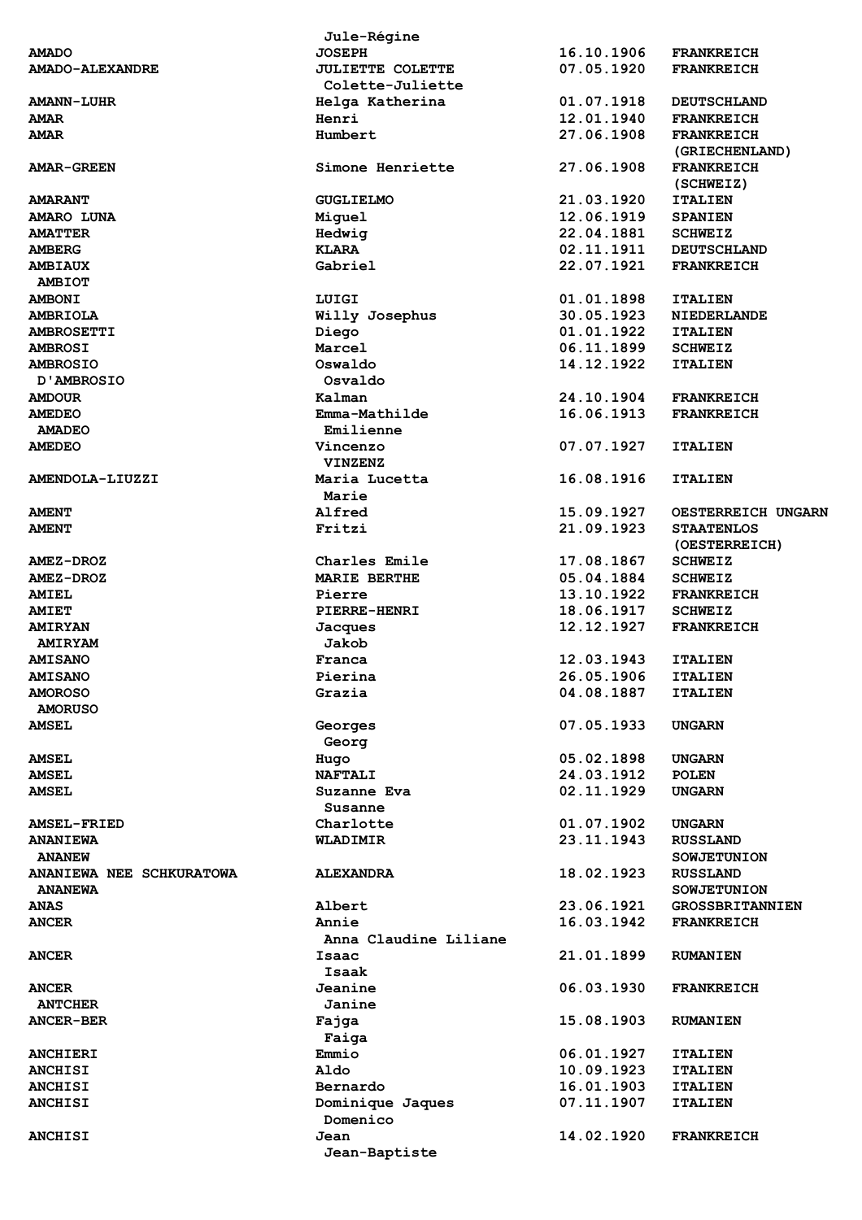| | | | |
|---|---|---|---|
| | Jule-Régine | | |
| **AMADO** | **JOSEPH** | **16.10.1906** | **FRANKREICH** |
| **AMADO-ALEXANDRE** | **JULIETTE COLETTE** | **07.05.1920** | **FRANKREICH** |
| | Colette-Juliette | | |
| **AMANN-LUHR** | Helga Katherina | 01.07.1918 | DEUTSCHLAND |
| **AMAR** | Henri | 12.01.1940 | FRANKREICH |
| **AMAR** | Humbert | 27.06.1908 | FRANKREICH |
| | | | (GRIECHENLAND) |
| **AMAR-GREEN** | Simone Henriette | 27.06.1908 | FRANKREICH |
| | | | (SCHWEIZ) |
| **AMARANT** | GUGLIELMO | 21.03.1920 | ITALIEN |
| **AMARO LUNA** | Miguel | 12.06.1919 | SPANIEN |
| **AMATTER** | Hedwig | 22.04.1881 | SCHWEIZ |
| **AMBERG** | KLARA | 02.11.1911 | DEUTSCHLAND |
| **AMBIAUX** | Gabriel | 22.07.1921 | FRANKREICH |
| AMBIOT | | | |
| **AMBONI** | LUIGI | 01.01.1898 | ITALIEN |
| **AMBRIOLA** | Willy Josephus | 30.05.1923 | NIEDERLANDE |
| **AMBROSETTI** | Diego | 01.01.1922 | ITALIEN |
| **AMBROSI** | Marcel | 06.11.1899 | SCHWEIZ |
| **AMBROSIO** | Oswaldo | 14.12.1922 | ITALIEN |
| D'AMBROSIO | Osvaldo | | |
| **AMDOUR** | Kalman | 24.10.1904 | FRANKREICH |
| **AMEDEO** | Emma-Mathilde | 16.06.1913 | FRANKREICH |
| AMADEO | Emilienne | | |
| **AMEDEO** | Vincenzo | 07.07.1927 | ITALIEN |
| | VINZENZ | | |
| **AMENDOLA-LIUZZI** | Maria Lucetta | 16.08.1916 | ITALIEN |
| | Marie | | |
| **AMENT** | Alfred | 15.09.1927 | OESTERREICH UNGARN |
| **AMENT** | Fritzi | 21.09.1923 | STAATENLOS |
| | | | (OESTERREICH) |
| **AMEZ-DROZ** | Charles Emile | 17.08.1867 | SCHWEIZ |
| **AMEZ-DROZ** | MARIE BERTHE | 05.04.1884 | SCHWEIZ |
| **AMIEL** | Pierre | 13.10.1922 | FRANKREICH |
| **AMIET** | PIERRE-HENRI | 18.06.1917 | SCHWEIZ |
| **AMIRYAN** | Jacques | 12.12.1927 | FRANKREICH |
| AMIRYAM | Jakob | | |
| **AMISANO** | Franca | 12.03.1943 | ITALIEN |
| **AMISANO** | Pierina | 26.05.1906 | ITALIEN |
| **AMOROSO** | Grazia | 04.08.1887 | ITALIEN |
| AMORUSO | | | |
| **AMSEL** | Georges | 07.05.1933 | UNGARN |
| | Georg | | |
| **AMSEL** | Hugo | 05.02.1898 | UNGARN |
| **AMSEL** | NAFTALI | 24.03.1912 | POLEN |
| **AMSEL** | Suzanne Eva | 02.11.1929 | UNGARN |
| | Susanne | | |
| **AMSEL-FRIED** | Charlotte | 01.07.1902 | UNGARN |
| **ANANIEWA** | WLADIMIR | 23.11.1943 | RUSSLAND |
| ANANEW | | | SOWJETUNION |
| **ANANIEWA NEE SCHKURATOWA** | ALEXANDRA | 18.02.1923 | RUSSLAND |
| ANANEWA | | | SOWJETUNION |
| **ANAS** | Albert | 23.06.1921 | GROSSBRITANNIEN |
| **ANCER** | Annie | 16.03.1942 | FRANKREICH |
| | Anna Claudine Liliane | | |
| **ANCER** | Isaac | 21.01.1899 | RUMANIEN |
| | Isaak | | |
| **ANCER** | Jeanine | 06.03.1930 | FRANKREICH |
| ANTCHER | Janine | | |
| **ANCER-BER** | Fajga | 15.08.1903 | RUMANIEN |
| | Faiga | | |
| **ANCHIERI** | Emmio | 06.01.1927 | ITALIEN |
| **ANCHISI** | Aldo | 10.09.1923 | ITALIEN |
| **ANCHISI** | Bernardo | 16.01.1903 | ITALIEN |
| **ANCHISI** | Dominique Jaques | 07.11.1907 | ITALIEN |
| | Domenico | | |
| **ANCHISI** | Jean | 14.02.1920 | FRANKREICH |
| | Jean-Baptiste | | |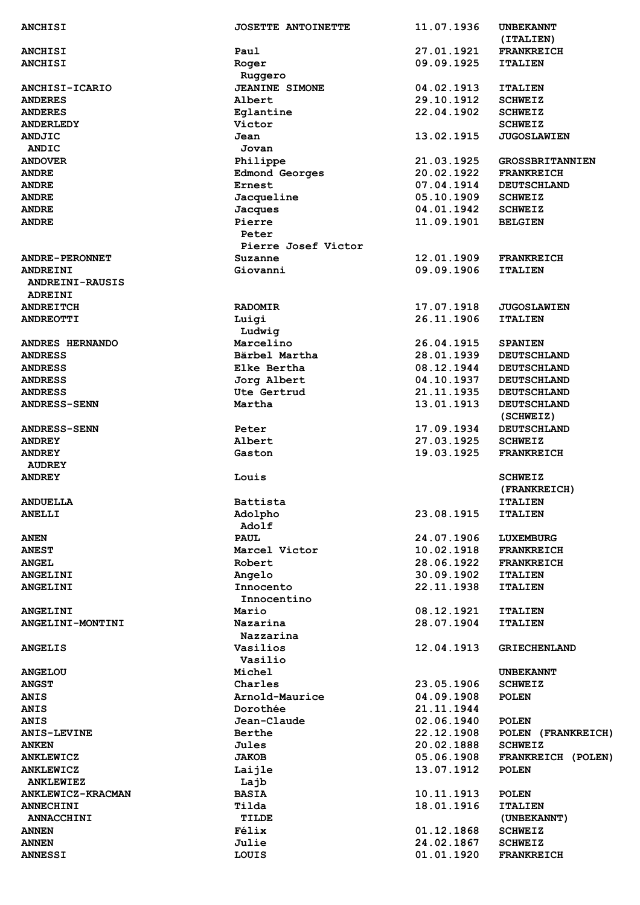| | | | |
|---|---|---|---|
| ANCHISI | JOSETTE ANTOINETTE | 11.07.1936 | UNBEKANNT (ITALIEN) |
| ANCHISI | Paul | 27.01.1921 | FRANKREICH |
| ANCHISI | Roger<br>Ruggero | 09.09.1925 | ITALIEN |
| ANCHISI-ICARIO | JEANINE SIMONE | 04.02.1913 | ITALIEN |
| ANDERES | Albert | 29.10.1912 | SCHWEIZ |
| ANDERES | Eglantine | 22.04.1902 | SCHWEIZ |
| ANDERLEDY | Victor | | SCHWEIZ |
| ANDJIC<br>ANDIC | Jean<br>Jovan | 13.02.1915 | JUGOSLAWIEN |
| ANDOVER | Philippe | 21.03.1925 | GROSSBRITANNIEN |
| ANDRE | Edmond Georges | 20.02.1922 | FRANKREICH |
| ANDRE | Ernest | 07.04.1914 | DEUTSCHLAND |
| ANDRE | Jacqueline | 05.10.1909 | SCHWEIZ |
| ANDRE | Jacques | 04.01.1942 | SCHWEIZ |
| ANDRE | Pierre<br>Peter<br>Pierre Josef Victor | 11.09.1901 | BELGIEN |
| ANDRE-PERONNET | Suzanne | 12.01.1909 | FRANKREICH |
| ANDREINI<br>ANDREINI-RAUSIS<br>ADREINI | Giovanni | 09.09.1906 | ITALIEN |
| ANDREITCH | RADOMIR | 17.07.1918 | JUGOSLAWIEN |
| ANDREOTTI | Luigi<br>Ludwig | 26.11.1906 | ITALIEN |
| ANDRES HERNANDO | Marcelino | 26.04.1915 | SPANIEN |
| ANDRESS | Bärbel Martha | 28.01.1939 | DEUTSCHLAND |
| ANDRESS | Elke Bertha | 08.12.1944 | DEUTSCHLAND |
| ANDRESS | Jorg Albert | 04.10.1937 | DEUTSCHLAND |
| ANDRESS | Ute Gertrud | 21.11.1935 | DEUTSCHLAND |
| ANDRESS-SENN | Martha | 13.01.1913 | DEUTSCHLAND (SCHWEIZ) |
| ANDRESS-SENN | Peter | 17.09.1934 | DEUTSCHLAND |
| ANDREY | Albert | 27.03.1925 | SCHWEIZ |
| ANDREY<br>AUDREY | Gaston | 19.03.1925 | FRANKREICH |
| ANDREY | Louis | | SCHWEIZ (FRANKREICH) |
| ANDUELLA | Battista | | ITALIEN |
| ANELLI | Adolpho<br>Adolf | 23.08.1915 | ITALIEN |
| ANEN | PAUL | 24.07.1906 | LUXEMBURG |
| ANEST | Marcel Victor | 10.02.1918 | FRANKREICH |
| ANGEL | Robert | 28.06.1922 | FRANKREICH |
| ANGELINI | Angelo | 30.09.1902 | ITALIEN |
| ANGELINI | Innocento<br>Innocentino | 22.11.1938 | ITALIEN |
| ANGELINI | Mario | 08.12.1921 | ITALIEN |
| ANGELINI-MONTINI | Nazarina<br>Nazzarina | 28.07.1904 | ITALIEN |
| ANGELIS | Vasilios<br>Vasilio | 12.04.1913 | GRIECHENLAND |
| ANGELOU | Michel | | UNBEKANNT |
| ANGST | Charles | 23.05.1906 | SCHWEIZ |
| ANIS | Arnold-Maurice | 04.09.1908 | POLEN |
| ANIS | Dorothée | 21.11.1944 | |
| ANIS | Jean-Claude | 02.06.1940 | POLEN |
| ANIS-LEVINE | Berthe | 22.12.1908 | POLEN (FRANKREICH) |
| ANKEN | Jules | 20.02.1888 | SCHWEIZ |
| ANKLEWICZ | JAKOB | 05.06.1908 | FRANKREICH (POLEN) |
| ANKLEWICZ<br>ANKLEWIEZ | Laijle<br>Lajb | 13.07.1912 | POLEN |
| ANKLEWICZ-KRACMAN | BASIA | 10.11.1913 | POLEN |
| ANNECHINI<br>ANNACCHINI | Tilda<br>TILDE | 18.01.1916 | ITALIEN<br>(UNBEKANNT) |
| ANNEN | Félix | 01.12.1868 | SCHWEIZ |
| ANNEN | Julie | 24.02.1867 | SCHWEIZ |
| ANNESSI | LOUIS | 01.01.1920 | FRANKREICH |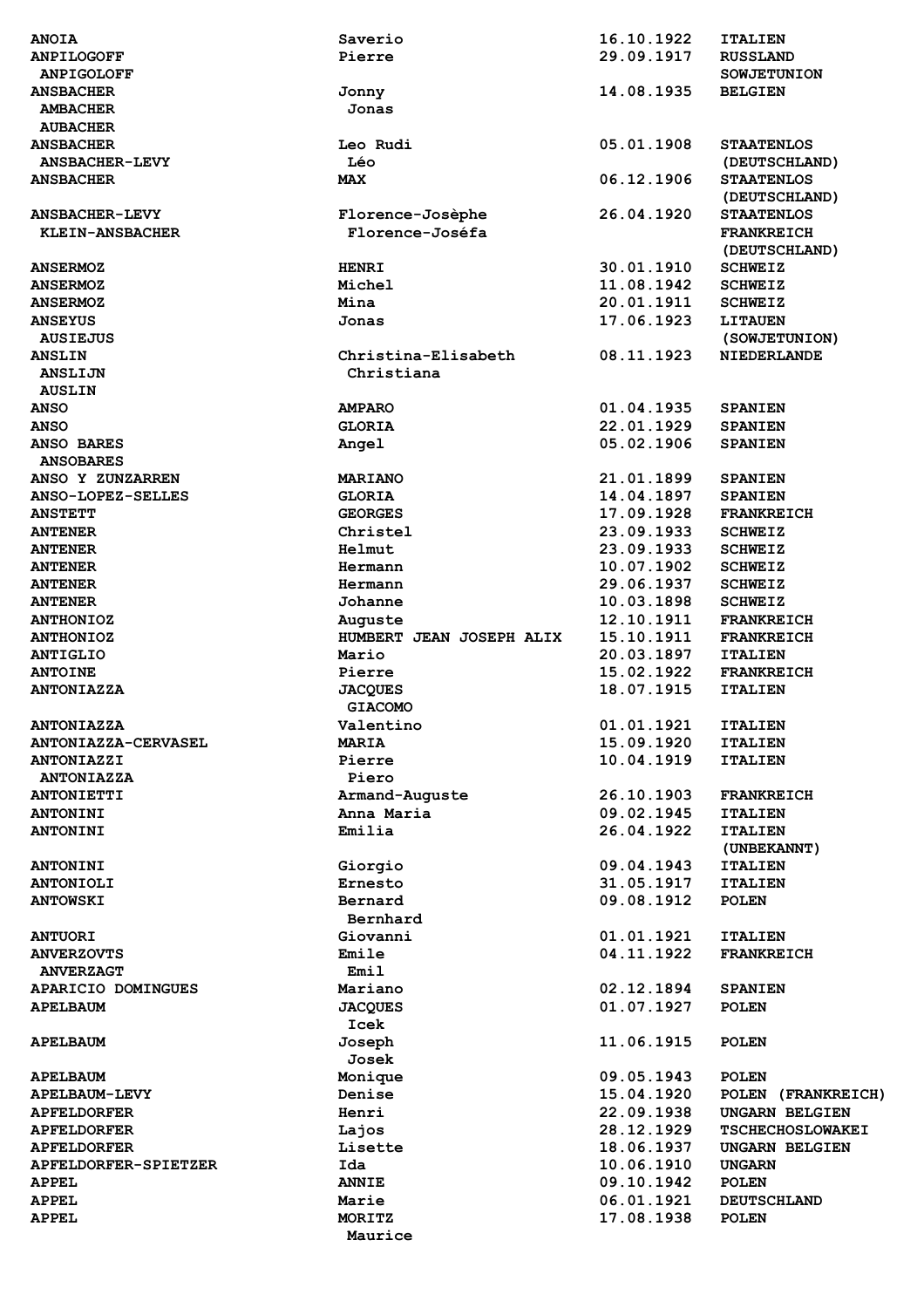| | | | |
|---|---|---|---|
| **ANOIA** | **Saverio** | **16.10.1922** | **ITALIEN** |
| **ANPILOGOFF** | **Pierre** | **29.09.1917** | **RUSSLAND** |
| **ANPIGOLOFF** | | | **SOWJETUNION** |
| **ANSBACHER** | **Jonny** | **14.08.1935** | **BELGIEN** |
| **AMBACHER** | **Jonas** | | |
| **AUBACHER** | | | |
| **ANSBACHER** | **Leo Rudi** | **05.01.1908** | **STAATENLOS** |
| **ANSBACHER-LEVY** | **Léo** | | **(DEUTSCHLAND)** |
| **ANSBACHER** | **MAX** | **06.12.1906** | **STAATENLOS** |
| | | | **(DEUTSCHLAND)** |
| **ANSBACHER-LEVY** | **Florence-Josèphe** | **26.04.1920** | **STAATENLOS** |
| **KLEIN-ANSBACHER** | **Florence-Joséfa** | | **FRANKREICH** |
| | | | **(DEUTSCHLAND)** |
| **ANSERMOZ** | **HENRI** | **30.01.1910** | **SCHWEIZ** |
| **ANSERMOZ** | **Michel** | **11.08.1942** | **SCHWEIZ** |
| **ANSERMOZ** | **Mina** | **20.01.1911** | **SCHWEIZ** |
| **ANSEYUS** | **Jonas** | **17.06.1923** | **LITAUEN** |
| **AUSIEJUS** | | | **(SOWJETUNION)** |
| **ANSLIN** | **Christina-Elisabeth** | **08.11.1923** | **NIEDERLANDE** |
| **ANSLIJN** | **Christiana** | | |
| **AUSLIN** | | | |
| **ANSO** | **AMPARO** | **01.04.1935** | **SPANIEN** |
| **ANSO** | **GLORIA** | **22.01.1929** | **SPANIEN** |
| **ANSO BARES** | **Angel** | **05.02.1906** | **SPANIEN** |
| **ANSOBARES** | | | |
| **ANSO Y ZUNZARREN** | **MARIANO** | **21.01.1899** | **SPANIEN** |
| **ANSO-LOPEZ-SELLES** | **GLORIA** | **14.04.1897** | **SPANIEN** |
| **ANSTETT** | **GEORGES** | **17.09.1928** | **FRANKREICH** |
| **ANTENER** | **Christel** | **23.09.1933** | **SCHWEIZ** |
| **ANTENER** | **Helmut** | **23.09.1933** | **SCHWEIZ** |
| **ANTENER** | **Hermann** | **10.07.1902** | **SCHWEIZ** |
| **ANTENER** | **Hermann** | **29.06.1937** | **SCHWEIZ** |
| **ANTENER** | **Johanne** | **10.03.1898** | **SCHWEIZ** |
| **ANTHONIOZ** | **Auguste** | **12.10.1911** | **FRANKREICH** |
| **ANTHONIOZ** | **HUMBERT JEAN JOSEPH ALIX** | **15.10.1911** | **FRANKREICH** |
| **ANTIGLIO** | **Mario** | **20.03.1897** | **ITALIEN** |
| **ANTOINE** | **Pierre** | **15.02.1922** | **FRANKREICH** |
| **ANTONIAZZA** | **JACQUES** | **18.07.1915** | **ITALIEN** |
| | **GIACOMO** | | |
| **ANTONIAZZA** | **Valentino** | **01.01.1921** | **ITALIEN** |
| **ANTONIAZZA-CERVASEL** | **MARIA** | **15.09.1920** | **ITALIEN** |
| **ANTONIAZZI** | **Pierre** | **10.04.1919** | **ITALIEN** |
| **ANTONIAZZA** | **Piero** | | |
| **ANTONIETTI** | **Armand-Auguste** | **26.10.1903** | **FRANKREICH** |
| **ANTONINI** | **Anna Maria** | **09.02.1945** | **ITALIEN** |
| **ANTONINI** | **Emilia** | **26.04.1922** | **ITALIEN** |
| | | | **(UNBEKANNT)** |
| **ANTONINI** | **Giorgio** | **09.04.1943** | **ITALIEN** |
| **ANTONIOLI** | **Ernesto** | **31.05.1917** | **ITALIEN** |
| **ANTOWSKI** | **Bernard** | **09.08.1912** | **POLEN** |
| | **Bernhard** | | |
| **ANTUORI** | **Giovanni** | **01.01.1921** | **ITALIEN** |
| **ANVERZOVTS** | **Emile** | **04.11.1922** | **FRANKREICH** |
| **ANVERZAGT** | **Emil** | | |
| **APARICIO DOMINGUES** | **Mariano** | **02.12.1894** | **SPANIEN** |
| **APELBAUM** | **JACQUES** | **01.07.1927** | **POLEN** |
| | **Icek** | | |
| **APELBAUM** | **Joseph** | **11.06.1915** | **POLEN** |
| | **Josek** | | |
| **APELBAUM** | **Monique** | **09.05.1943** | **POLEN** |
| **APELBAUM-LEVY** | **Denise** | **15.04.1920** | **POLEN (FRANKREICH)** |
| **APFELDORFER** | **Henri** | **22.09.1938** | **UNGARN BELGIEN** |
| **APFELDORFER** | **Lajos** | **28.12.1929** | **TSCHECHOSLOWAKEI** |
| **APFELDORFER** | **Lisette** | **18.06.1937** | **UNGARN BELGIEN** |
| **APFELDORFER-SPIETZER** | **Ida** | **10.06.1910** | **UNGARN** |
| **APPEL** | **ANNIE** | **09.10.1942** | **POLEN** |
| **APPEL** | **Marie** | **06.01.1921** | **DEUTSCHLAND** |
| **APPEL** | **MORITZ** | **17.08.1938** | **POLEN** |
| | **Maurice** | | |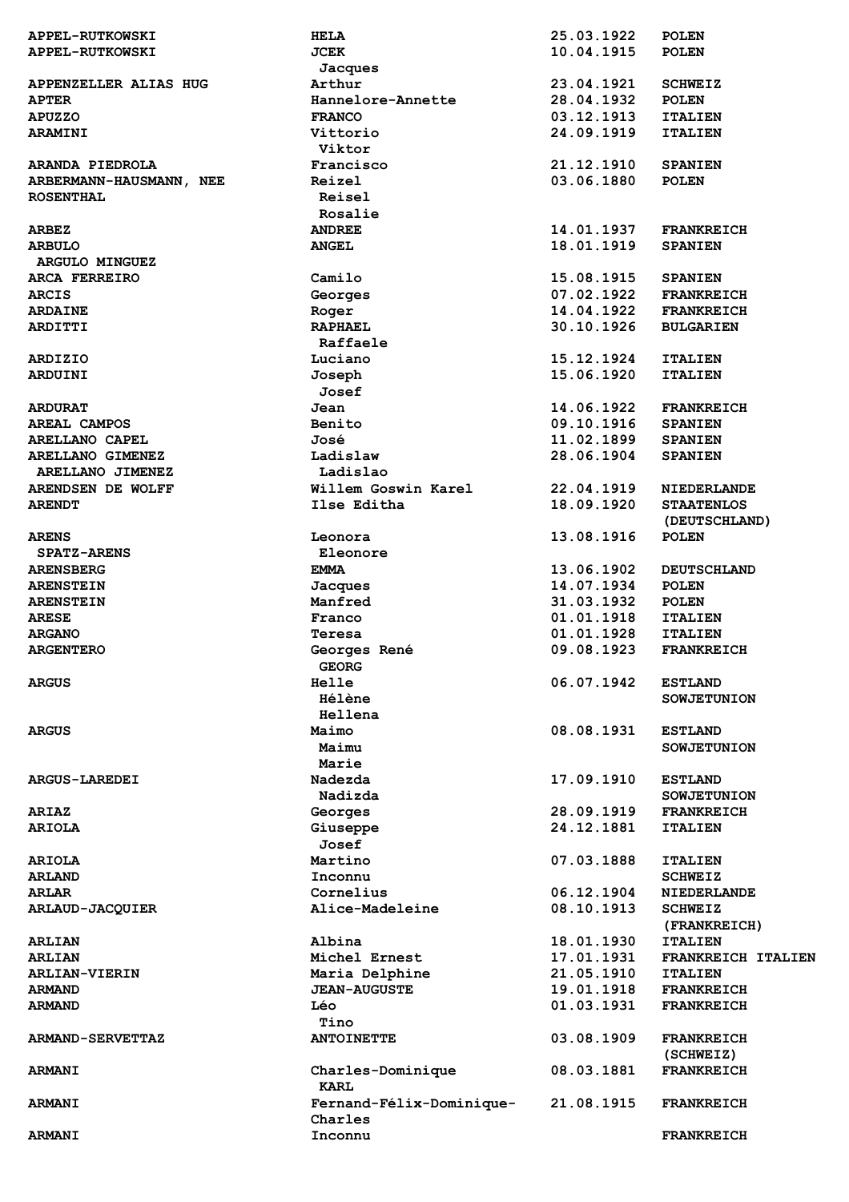| | | | |
|---|---|---|---|
| APPEL-RUTKOWSKI | HELA | 25.03.1922 | POLEN |
| APPEL-RUTKOWSKI | JCEK<br>Jacques | 10.04.1915 | POLEN |
| APPENZELLER ALIAS HUG | Arthur | 23.04.1921 | SCHWEIZ |
| APTER | Hannelore-Annette | 28.04.1932 | POLEN |
| APUZZO | FRANCO | 03.12.1913 | ITALIEN |
| ARAMINI | Vittorio<br>Viktor | 24.09.1919 | ITALIEN |
| ARANDA PIEDROLA | Francisco | 21.12.1910 | SPANIEN |
| ARBERMANN-HAUSMANN, NEE ROSENTHAL | Reizel<br>Reisel<br>Rosalie | 03.06.1880 | POLEN |
| ARBEZ | ANDREE | 14.01.1937 | FRANKREICH |
| ARBULO<br>ARGULO MINGUEZ | ANGEL | 18.01.1919 | SPANIEN |
| ARCA FERREIRO | Camilo | 15.08.1915 | SPANIEN |
| ARCIS | Georges | 07.02.1922 | FRANKREICH |
| ARDAINE | Roger | 14.04.1922 | FRANKREICH |
| ARDITTI | RAPHAEL<br>Raffaele | 30.10.1926 | BULGARIEN |
| ARDIZIO | Luciano | 15.12.1924 | ITALIEN |
| ARDUINI | Joseph<br>Josef | 15.06.1920 | ITALIEN |
| ARDURAT | Jean | 14.06.1922 | FRANKREICH |
| AREAL CAMPOS | Benito | 09.10.1916 | SPANIEN |
| ARELLANO CAPEL | José | 11.02.1899 | SPANIEN |
| ARELLANO GIMENEZ<br>ARELLANO JIMENEZ | Ladislaw<br>Ladislao | 28.06.1904 | SPANIEN |
| ARENDSEN DE WOLFF | Willem Goswin Karel | 22.04.1919 | NIEDERLANDE |
| ARENDT | Ilse Editha | 18.09.1920 | STAATENLOS (DEUTSCHLAND) |
| ARENS<br>SPATZ-ARENS | Leonora<br>Eleonore | 13.08.1916 | POLEN |
| ARENSBERG | EMMA | 13.06.1902 | DEUTSCHLAND |
| ARENSTEIN | Jacques | 14.07.1934 | POLEN |
| ARENSTEIN | Manfred | 31.03.1932 | POLEN |
| ARESE | Franco | 01.01.1918 | ITALIEN |
| ARGANO | Teresa | 01.01.1928 | ITALIEN |
| ARGENTERO | Georges René<br>GEORG | 09.08.1923 | FRANKREICH |
| ARGUS | Helle<br>Hélène<br>Hellena | 06.07.1942 | ESTLAND<br>SOWJETUNION |
| ARGUS | Maimo<br>Maimu<br>Marie | 08.08.1931 | ESTLAND<br>SOWJETUNION |
| ARGUS-LAREDEI | Nadezda<br>Nadizda | 17.09.1910 | ESTLAND<br>SOWJETUNION |
| ARIAZ | Georges | 28.09.1919 | FRANKREICH |
| ARIOLA | Giuseppe<br>Josef | 24.12.1881 | ITALIEN |
| ARIOLA | Martino | 07.03.1888 | ITALIEN |
| ARLAND | Inconnu | | SCHWEIZ |
| ARLAR | Cornelius | 06.12.1904 | NIEDERLANDE |
| ARLAUD-JACQUIER | Alice-Madeleine | 08.10.1913 | SCHWEIZ (FRANKREICH) |
| ARLIAN | Albina | 18.01.1930 | ITALIEN |
| ARLIAN | Michel Ernest | 17.01.1931 | FRANKREICH ITALIEN |
| ARLIAN-VIERIN | Maria Delphine | 21.05.1910 | ITALIEN |
| ARMAND | JEAN-AUGUSTE | 19.01.1918 | FRANKREICH |
| ARMAND | Léo<br>Tino | 01.03.1931 | FRANKREICH |
| ARMAND-SERVETTAZ | ANTOINETTE | 03.08.1909 | FRANKREICH (SCHWEIZ) |
| ARMANI | Charles-Dominique<br>KARL | 08.03.1881 | FRANKREICH |
| ARMANI | Fernand-Félix-Dominique-Charles | 21.08.1915 | FRANKREICH |
| ARMANI | Inconnu | | FRANKREICH |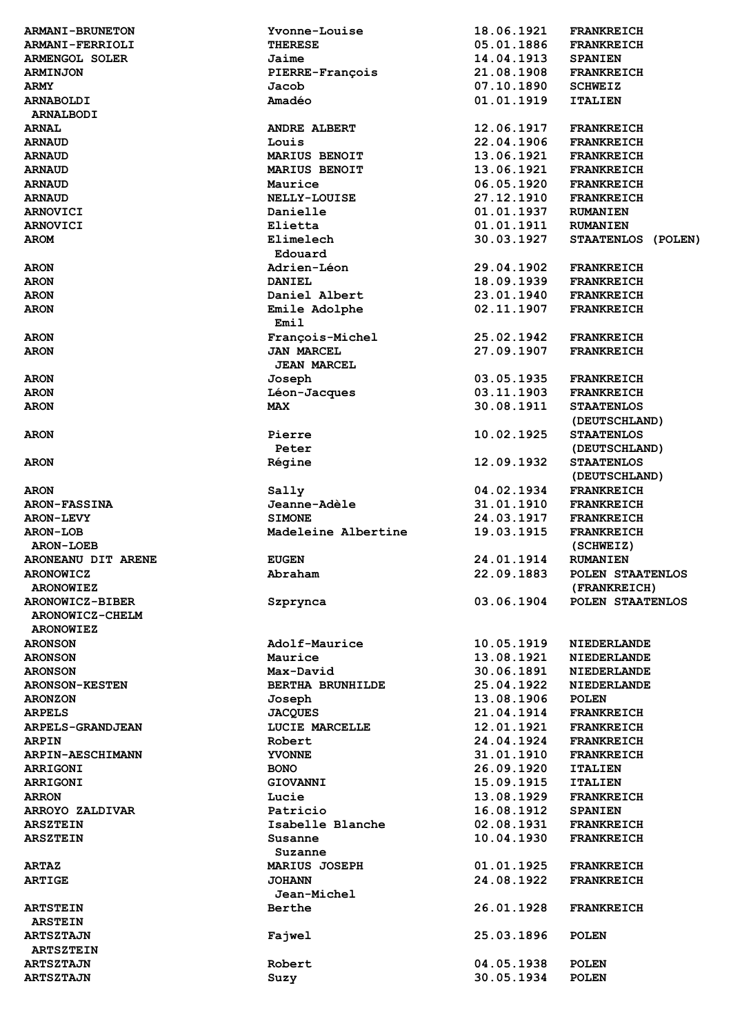| | | | |
|---|---|---|---|
| ARMANI-BRUNETON | Yvonne-Louise | 18.06.1921 | FRANKREICH |
| ARMANI-FERRIOLI | THERESE | 05.01.1886 | FRANKREICH |
| ARMENGOL SOLER | Jaime | 14.04.1913 | SPANIEN |
| ARMINJON | PIERRE-François | 21.08.1908 | FRANKREICH |
| ARMY | Jacob | 07.10.1890 | SCHWEIZ |
| ARNABOLDI<br>ARNALBODI | Amadéo | 01.01.1919 | ITALIEN |
| ARNAL | ANDRE ALBERT | 12.06.1917 | FRANKREICH |
| ARNAUD | Louis | 22.04.1906 | FRANKREICH |
| ARNAUD | MARIUS BENOIT | 13.06.1921 | FRANKREICH |
| ARNAUD | MARIUS BENOIT | 13.06.1921 | FRANKREICH |
| ARNAUD | Maurice | 06.05.1920 | FRANKREICH |
| ARNAUD | NELLY-LOUISE | 27.12.1910 | FRANKREICH |
| ARNOVICI | Danielle | 01.01.1937 | RUMANIEN |
| ARNOVICI | Elietta | 01.01.1911 | RUMANIEN |
| AROM | Elimelech<br>Edouard | 30.03.1927 | STAATENLOS (POLEN) |
| ARON | Adrien-Léon | 29.04.1902 | FRANKREICH |
| ARON | DANIEL | 18.09.1939 | FRANKREICH |
| ARON | Daniel Albert | 23.01.1940 | FRANKREICH |
| ARON | Emile Adolphe<br>Emil | 02.11.1907 | FRANKREICH |
| ARON | François-Michel | 25.02.1942 | FRANKREICH |
| ARON | JAN MARCEL<br>JEAN MARCEL | 27.09.1907 | FRANKREICH |
| ARON | Joseph | 03.05.1935 | FRANKREICH |
| ARON | Léon-Jacques | 03.11.1903 | FRANKREICH |
| ARON | MAX | 30.08.1911 | STAATENLOS<br>(DEUTSCHLAND) |
| ARON | Pierre<br>Peter | 10.02.1925 | STAATENLOS<br>(DEUTSCHLAND) |
| ARON | Régine | 12.09.1932 | STAATENLOS<br>(DEUTSCHLAND) |
| ARON | Sally | 04.02.1934 | FRANKREICH |
| ARON-FASSINA | Jeanne-Adèle | 31.01.1910 | FRANKREICH |
| ARON-LEVY | SIMONE | 24.03.1917 | FRANKREICH |
| ARON-LOB<br>ARON-LOEB | Madeleine Albertine | 19.03.1915 | FRANKREICH<br>(SCHWEIZ) |
| ARONEANU DIT ARENE | EUGEN | 24.01.1914 | RUMANIEN |
| ARONOWICZ<br>ARONOWIEZ | Abraham | 22.09.1883 | POLEN STAATENLOS<br>(FRANKREICH) |
| ARONOWICZ-BIBER<br>ARONOWICZ-CHELM<br>ARONOWIEZ | Szprynca | 03.06.1904 | POLEN STAATENLOS |
| ARONSON | Adolf-Maurice | 10.05.1919 | NIEDERLANDE |
| ARONSON | Maurice | 13.08.1921 | NIEDERLANDE |
| ARONSON | Max-David | 30.06.1891 | NIEDERLANDE |
| ARONSON-KESTEN | BERTHA BRUNHILDE | 25.04.1922 | NIEDERLANDE |
| ARONZON | Joseph | 13.08.1906 | POLEN |
| ARPELS | JACQUES | 21.04.1914 | FRANKREICH |
| ARPELS-GRANDJEAN | LUCIE MARCELLE | 12.01.1921 | FRANKREICH |
| ARPIN | Robert | 24.04.1924 | FRANKREICH |
| ARPIN-AESCHIMANN | YVONNE | 31.01.1910 | FRANKREICH |
| ARRIGONI | BONO | 26.09.1920 | ITALIEN |
| ARRIGONI | GIOVANNI | 15.09.1915 | ITALIEN |
| ARRON | Lucie | 13.08.1929 | FRANKREICH |
| ARROYO ZALDIVAR | Patricio | 16.08.1912 | SPANIEN |
| ARSZTEIN | Isabelle Blanche | 02.08.1931 | FRANKREICH |
| ARSZTEIN | Susanne<br>Suzanne | 10.04.1930 | FRANKREICH |
| ARTAZ | MARIUS JOSEPH | 01.01.1925 | FRANKREICH |
| ARTIGE | JOHANN<br>Jean-Michel | 24.08.1922 | FRANKREICH |
| ARTSTEIN<br>ARSTEIN | Berthe | 26.01.1928 | FRANKREICH |
| ARTSZTAJN<br>ARTSZTEIN | Fajwel | 25.03.1896 | POLEN |
| ARTSZTAJN | Robert | 04.05.1938 | POLEN |
| ARTSZTAJN | Suzy | 30.05.1934 | POLEN |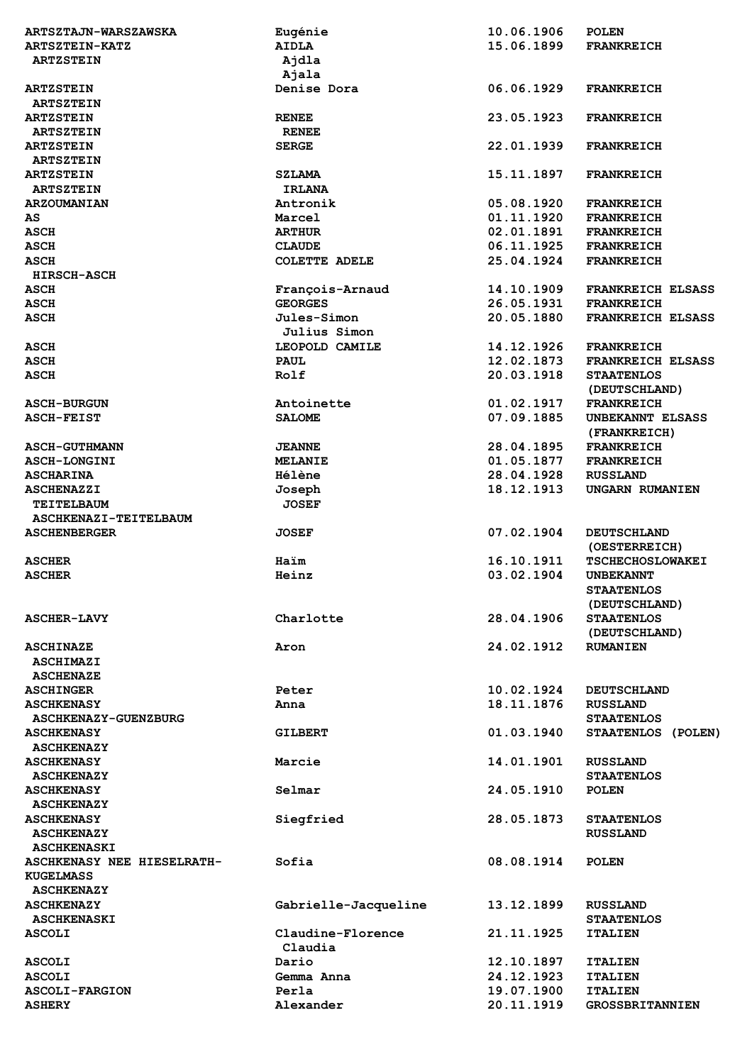| | | | |
|---|---|---|---|
| ARTSZTAJN-WARSZAWSKA | Eugénie | 10.06.1906 | POLEN |
| ARTSZTEIN-KATZ<br>ARTZSTEIN | AIDLA<br>Ajdla<br>Ajala | 15.06.1899 | FRANKREICH |
| ARTZSTEIN<br>ARTSZTEIN | Denise Dora | 06.06.1929 | FRANKREICH |
| ARTZSTEIN<br>ARTSZTEIN | RENEE<br>RENEE | 23.05.1923 | FRANKREICH |
| ARTZSTEIN<br>ARTSZTEIN | SERGE | 22.01.1939 | FRANKREICH |
| ARTZSTEIN<br>ARTSZTEIN | SZLAMA<br>IRLANA | 15.11.1897 | FRANKREICH |
| ARZOUMANIAN | Antronik | 05.08.1920 | FRANKREICH |
| AS | Marcel | 01.11.1920 | FRANKREICH |
| ASCH | ARTHUR | 02.01.1891 | FRANKREICH |
| ASCH | CLAUDE | 06.11.1925 | FRANKREICH |
| ASCH<br>HIRSCH-ASCH | COLETTE ADELE | 25.04.1924 | FRANKREICH |
| ASCH | François-Arnaud | 14.10.1909 | FRANKREICH ELSASS |
| ASCH | GEORGES | 26.05.1931 | FRANKREICH |
| ASCH | Jules-Simon<br>Julius Simon | 20.05.1880 | FRANKREICH ELSASS |
| ASCH | LEOPOLD CAMILE | 14.12.1926 | FRANKREICH |
| ASCH | PAUL | 12.02.1873 | FRANKREICH ELSASS |
| ASCH | Rolf | 20.03.1918 | STAATENLOS (DEUTSCHLAND) |
| ASCH-BURGUN | Antoinette | 01.02.1917 | FRANKREICH |
| ASCH-FEIST | SALOME | 07.09.1885 | UNBEKANNT ELSASS (FRANKREICH) |
| ASCH-GUTHMANN | JEANNE | 28.04.1895 | FRANKREICH |
| ASCH-LONGINI | MELANIE | 01.05.1877 | FRANKREICH |
| ASCHARINA | Hélène | 28.04.1928 | RUSSLAND |
| ASCHENAZZI<br>TEITELBAUM<br>ASCHKENAZI-TEITELBAUM | Joseph<br>JOSEF | 18.12.1913 | UNGARN RUMANIEN |
| ASCHENBERGER | JOSEF | 07.02.1904 | DEUTSCHLAND (OESTERREICH) |
| ASCHER | Haïm | 16.10.1911 | TSCHECHOSLOWAKEI |
| ASCHER | Heinz | 03.02.1904 | UNBEKANNT STAATENLOS (DEUTSCHLAND) |
| ASCHER-LAVY | Charlotte | 28.04.1906 | STAATENLOS (DEUTSCHLAND) |
| ASCHINAZE<br>ASCHIMAZI<br>ASCHENAZE | Aron | 24.02.1912 | RUMANIEN |
| ASCHINGER | Peter | 10.02.1924 | DEUTSCHLAND |
| ASCHKENASY<br>ASCHKENAZY-GUENZBURG | Anna | 18.11.1876 | RUSSLAND STAATENLOS |
| ASCHKENASY<br>ASCHKENAZY | GILBERT | 01.03.1940 | STAATENLOS (POLEN) |
| ASCHKENASY<br>ASCHKENAZY | Marcie | 14.01.1901 | RUSSLAND STAATENLOS |
| ASCHKENASY<br>ASCHKENAZY | Selmar | 24.05.1910 | POLEN |
| ASCHKENASY<br>ASCHKENAZY<br>ASCHKENASKI | Siegfried | 28.05.1873 | STAATENLOS RUSSLAND |
| ASCHKENASY NEE HIESELRATH-KUGELMASS<br>ASCHKENAZY | Sofia | 08.08.1914 | POLEN |
| ASCHKENAZY<br>ASCHKENASKI | Gabrielle-Jacqueline | 13.12.1899 | RUSSLAND STAATENLOS |
| ASCOLI | Claudine-Florence<br>Claudia | 21.11.1925 | ITALIEN |
| ASCOLI | Dario | 12.10.1897 | ITALIEN |
| ASCOLI | Gemma Anna | 24.12.1923 | ITALIEN |
| ASCOLI-FARGION | Perla | 19.07.1900 | ITALIEN |
| ASHERY | Alexander | 20.11.1919 | GROSSBRITANNIEN |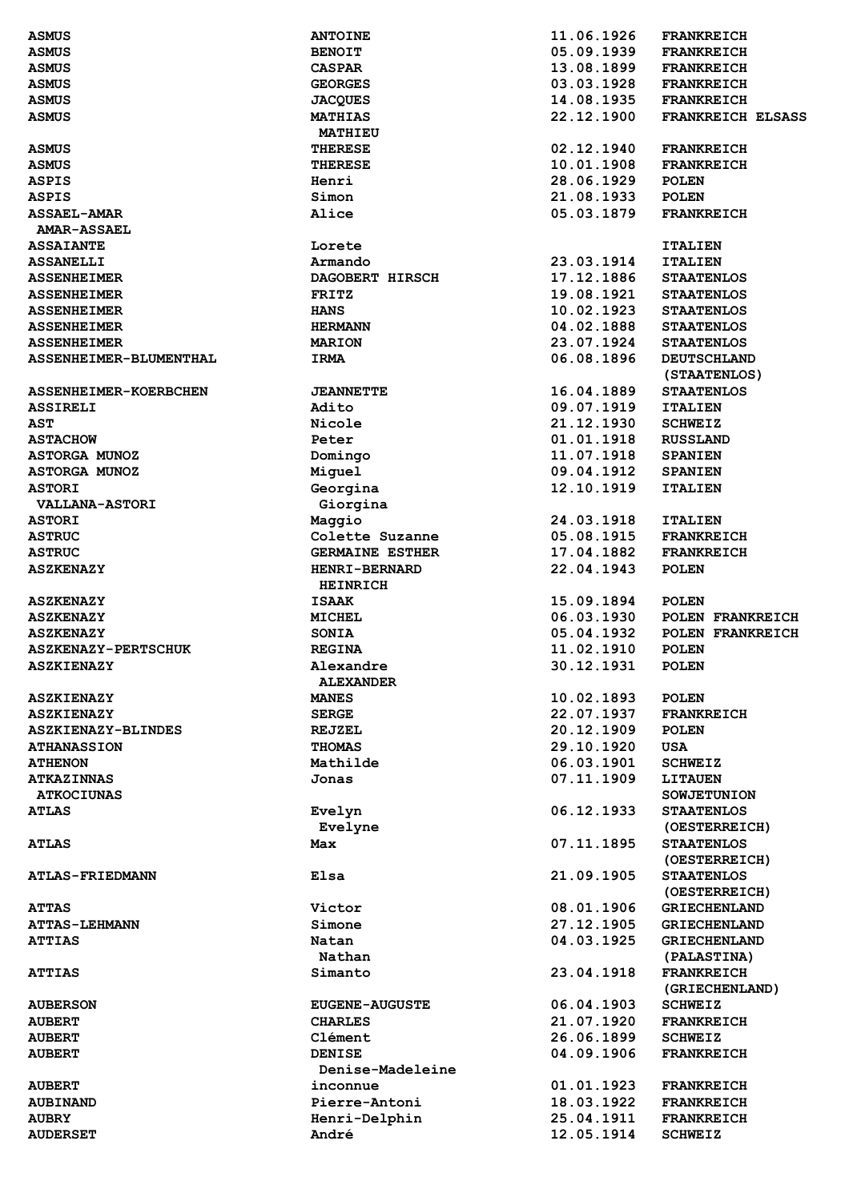| | | | |
|---|---|---|---|
| ASMUS | ANTOINE | 11.06.1926 | FRANKREICH |
| ASMUS | BENOIT | 05.09.1939 | FRANKREICH |
| ASMUS | CASPAR | 13.08.1899 | FRANKREICH |
| ASMUS | GEORGES | 03.03.1928 | FRANKREICH |
| ASMUS | JACQUES | 14.08.1935 | FRANKREICH |
| ASMUS | MATHIAS MATHIEU | 22.12.1900 | FRANKREICH ELSASS |
| ASMUS | THERESE | 02.12.1940 | FRANKREICH |
| ASMUS | THERESE | 10.01.1908 | FRANKREICH |
| ASPIS | Henri | 28.06.1929 | POLEN |
| ASPIS | Simon | 21.08.1933 | POLEN |
| ASSAEL-AMAR AMAR-ASSAEL | Alice | 05.03.1879 | FRANKREICH |
| ASSAIANTE | Lorete | | ITALIEN |
| ASSANELLI | Armando | 23.03.1914 | ITALIEN |
| ASSENHEIMER | DAGOBERT HIRSCH | 17.12.1886 | STAATENLOS |
| ASSENHEIMER | FRITZ | 19.08.1921 | STAATENLOS |
| ASSENHEIMER | HANS | 10.02.1923 | STAATENLOS |
| ASSENHEIMER | HERMANN | 04.02.1888 | STAATENLOS |
| ASSENHEIMER | MARION | 23.07.1924 | STAATENLOS |
| ASSENHEIMER-BLUMENTHAL | IRMA | 06.08.1896 | DEUTSCHLAND (STAATENLOS) |
| ASSENHEIMER-KOERBCHEN | JEANNETTE | 16.04.1889 | STAATENLOS |
| ASSIRELI | Adito | 09.07.1919 | ITALIEN |
| AST | Nicole | 21.12.1930 | SCHWEIZ |
| ASTACHOW | Peter | 01.01.1918 | RUSSLAND |
| ASTORGA MUNOZ | Domingo | 11.07.1918 | SPANIEN |
| ASTORGA MUNOZ | Miguel | 09.04.1912 | SPANIEN |
| ASTORI VALLANA-ASTORI | Georgina Giorgina | 12.10.1919 | ITALIEN |
| ASTORI | Maggio | 24.03.1918 | ITALIEN |
| ASTRUC | Colette Suzanne | 05.08.1915 | FRANKREICH |
| ASTRUC | GERMAINE ESTHER | 17.04.1882 | FRANKREICH |
| ASZKENAZY | HENRI-BERNARD HEINRICH | 22.04.1943 | POLEN |
| ASZKENAZY | ISAAK | 15.09.1894 | POLEN |
| ASZKENAZY | MICHEL | 06.03.1930 | POLEN FRANKREICH |
| ASZKENAZY | SONIA | 05.04.1932 | POLEN FRANKREICH |
| ASZKENAZY-PERTSCHUK | REGINA | 11.02.1910 | POLEN |
| ASZKIENAZY | Alexandre ALEXANDER | 30.12.1931 | POLEN |
| ASZKIENAZY | MANES | 10.02.1893 | POLEN |
| ASZKIENAZY | SERGE | 22.07.1937 | FRANKREICH |
| ASZKIENAZY-BLINDES | REJZEL | 20.12.1909 | POLEN |
| ATHANASSION | THOMAS | 29.10.1920 | USA |
| ATHENON | Mathilde | 06.03.1901 | SCHWEIZ |
| ATKAZINNAS ATKOCIUNAS | Jonas | 07.11.1909 | LITAUEN SOWJETUNION |
| ATLAS | Evelyn Evelyne | 06.12.1933 | STAATENLOS (OESTERREICH) |
| ATLAS | Max | 07.11.1895 | STAATENLOS (OESTERREICH) |
| ATLAS-FRIEDMANN | Elsa | 21.09.1905 | STAATENLOS (OESTERREICH) |
| ATTAS | Victor | 08.01.1906 | GRIECHENLAND |
| ATTAS-LEHMANN | Simone | 27.12.1905 | GRIECHENLAND |
| ATTIAS | Natan Nathan | 04.03.1925 | GRIECHENLAND (PALASTINA) |
| ATTIAS | Simanto | 23.04.1918 | FRANKREICH (GRIECHENLAND) |
| AUBERSON | EUGENE-AUGUSTE | 06.04.1903 | SCHWEIZ |
| AUBERT | CHARLES | 21.07.1920 | FRANKREICH |
| AUBERT | Clément | 26.06.1899 | SCHWEIZ |
| AUBERT | DENISE Denise-Madeleine | 04.09.1906 | FRANKREICH |
| AUBERT | inconnue | 01.01.1923 | FRANKREICH |
| AUBINAND | Pierre-Antoni | 18.03.1922 | FRANKREICH |
| AUBRY | Henri-Delphin | 25.04.1911 | FRANKREICH |
| AUDERSET | André | 12.05.1914 | SCHWEIZ |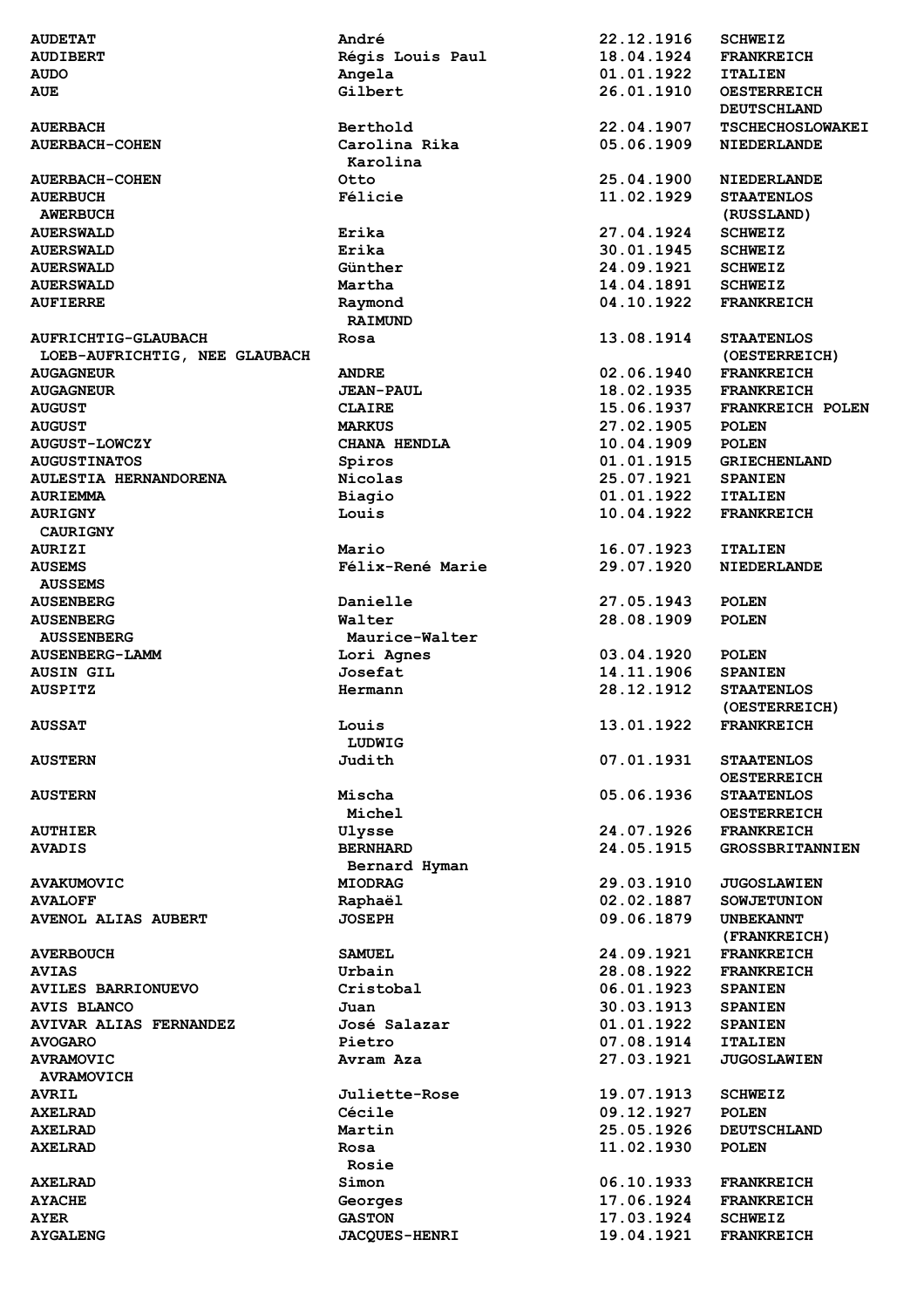| | | | |
|---|---|---|---|
| AUDETAT | André | 22.12.1916 | SCHWEIZ |
| AUDIBERT | Régis Louis Paul | 18.04.1924 | FRANKREICH |
| AUDO | Angela | 01.01.1922 | ITALIEN |
| AUE | Gilbert | 26.01.1910 | OESTERREICH DEUTSCHLAND |
| AUERBACH | Berthold | 22.04.1907 | TSCHECHOSLOWAKEI |
| AUERBACH-COHEN | Carolina Rika Karolina | 05.06.1909 | NIEDERLANDE |
| AUERBACH-COHEN | Otto | 25.04.1900 | NIEDERLANDE |
| AUERBUCH AWERBUCH | Félicie | 11.02.1929 | STAATENLOS (RUSSLAND) |
| AUERSWALD | Erika | 27.04.1924 | SCHWEIZ |
| AUERSWALD | Erika | 30.01.1945 | SCHWEIZ |
| AUERSWALD | Günther | 24.09.1921 | SCHWEIZ |
| AUERSWALD | Martha | 14.04.1891 | SCHWEIZ |
| AUFIERRE | Raymond RAIMUND | 04.10.1922 | FRANKREICH |
| AUFRICHTIG-GLAUBACH LOEB-AUFRICHTIG, NEE GLAUBACH | Rosa | 13.08.1914 | STAATENLOS (OESTERREICH) |
| AUGAGNEUR | ANDRE | 02.06.1940 | FRANKREICH |
| AUGAGNEUR | JEAN-PAUL | 18.02.1935 | FRANKREICH |
| AUGUST | CLAIRE | 15.06.1937 | FRANKREICH POLEN |
| AUGUST | MARKUS | 27.02.1905 | POLEN |
| AUGUST-LOWCZY | CHANA HENDLA | 10.04.1909 | POLEN |
| AUGUSTINATOS | Spiros | 01.01.1915 | GRIECHENLAND |
| AULESTIA HERNANDORENA | Nicolas | 25.07.1921 | SPANIEN |
| AURIEMMA | Biagio | 01.01.1922 | ITALIEN |
| AURIGNY CAURIGNY | Louis | 10.04.1922 | FRANKREICH |
| AURIZI | Mario | 16.07.1923 | ITALIEN |
| AUSEMS AUSSEMS | Félix-René Marie | 29.07.1920 | NIEDERLANDE |
| AUSENBERG | Danielle | 27.05.1943 | POLEN |
| AUSENBERG AUSSENBERG | Walter Maurice-Walter | 28.08.1909 | POLEN |
| AUSENBERG-LAMM | Lori Agnes | 03.04.1920 | POLEN |
| AUSIN GIL | Josefat | 14.11.1906 | SPANIEN |
| AUSPITZ | Hermann | 28.12.1912 | STAATENLOS (OESTERREICH) |
| AUSSAT | Louis LUDWIG | 13.01.1922 | FRANKREICH |
| AUSTERN | Judith | 07.01.1931 | STAATENLOS OESTERREICH |
| AUSTERN | Mischa Michel | 05.06.1936 | STAATENLOS OESTERREICH |
| AUTHIER | Ulysse | 24.07.1926 | FRANKREICH |
| AVADIS | BERNHARD Bernard Hyman | 24.05.1915 | GROSSBRITANNIEN |
| AVAKUMOVIC | MIODRAG | 29.03.1910 | JUGOSLAWIEN |
| AVALOFF | Raphaël | 02.02.1887 | SOWJETUNION |
| AVENOL ALIAS AUBERT | JOSEPH | 09.06.1879 | UNBEKANNT (FRANKREICH) |
| AVERBOUCH | SAMUEL | 24.09.1921 | FRANKREICH |
| AVIAS | Urbain | 28.08.1922 | FRANKREICH |
| AVILES BARRIONUEVO | Cristobal | 06.01.1923 | SPANIEN |
| AVIS BLANCO | Juan | 30.03.1913 | SPANIEN |
| AVIVAR ALIAS FERNANDEZ | José Salazar | 01.01.1922 | SPANIEN |
| AVOGARO | Pietro | 07.08.1914 | ITALIEN |
| AVRAMOVIC AVRAMOVICH | Avram Aza | 27.03.1921 | JUGOSLAWIEN |
| AVRIL | Juliette-Rose | 19.07.1913 | SCHWEIZ |
| AXELRAD | Cécile | 09.12.1927 | POLEN |
| AXELRAD | Martin | 25.05.1926 | DEUTSCHLAND |
| AXELRAD | Rosa Rosie | 11.02.1930 | POLEN |
| AXELRAD | Simon | 06.10.1933 | FRANKREICH |
| AYACHE | Georges | 17.06.1924 | FRANKREICH |
| AYER | GASTON | 17.03.1924 | SCHWEIZ |
| AYGALENG | JACQUES-HENRI | 19.04.1921 | FRANKREICH |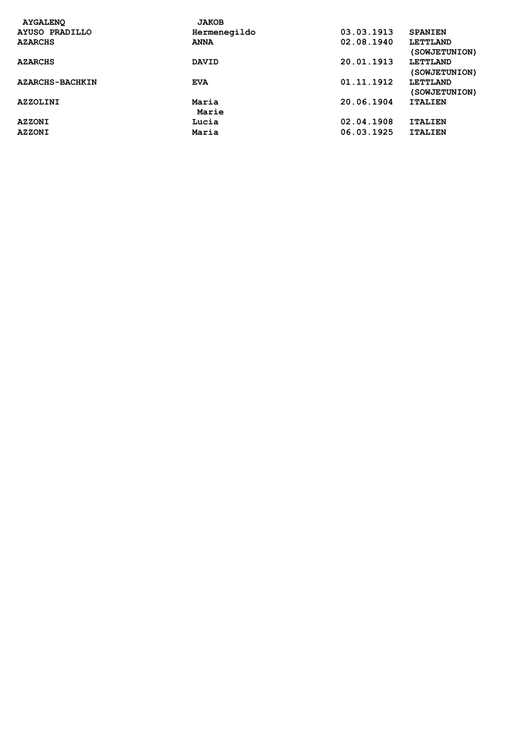| | | | |
|---|---|---|---|
| AYGALENQ | JAKOB | | |
| AYUSO PRADILLO | Hermenegildo | 03.03.1913 | SPANIEN |
| AZARCHS | ANNA | 02.08.1940 | LETTLAND (SOWJETUNION) |
| AZARCHS | DAVID | 20.01.1913 | LETTLAND (SOWJETUNION) |
| AZARCHS-BACHKIN | EVA | 01.11.1912 | LETTLAND (SOWJETUNION) |
| AZZOLINI | Maria Marie | 20.06.1904 | ITALIEN |
| AZZONI | Lucia | 02.04.1908 | ITALIEN |
| AZZONI | Maria | 06.03.1925 | ITALIEN |